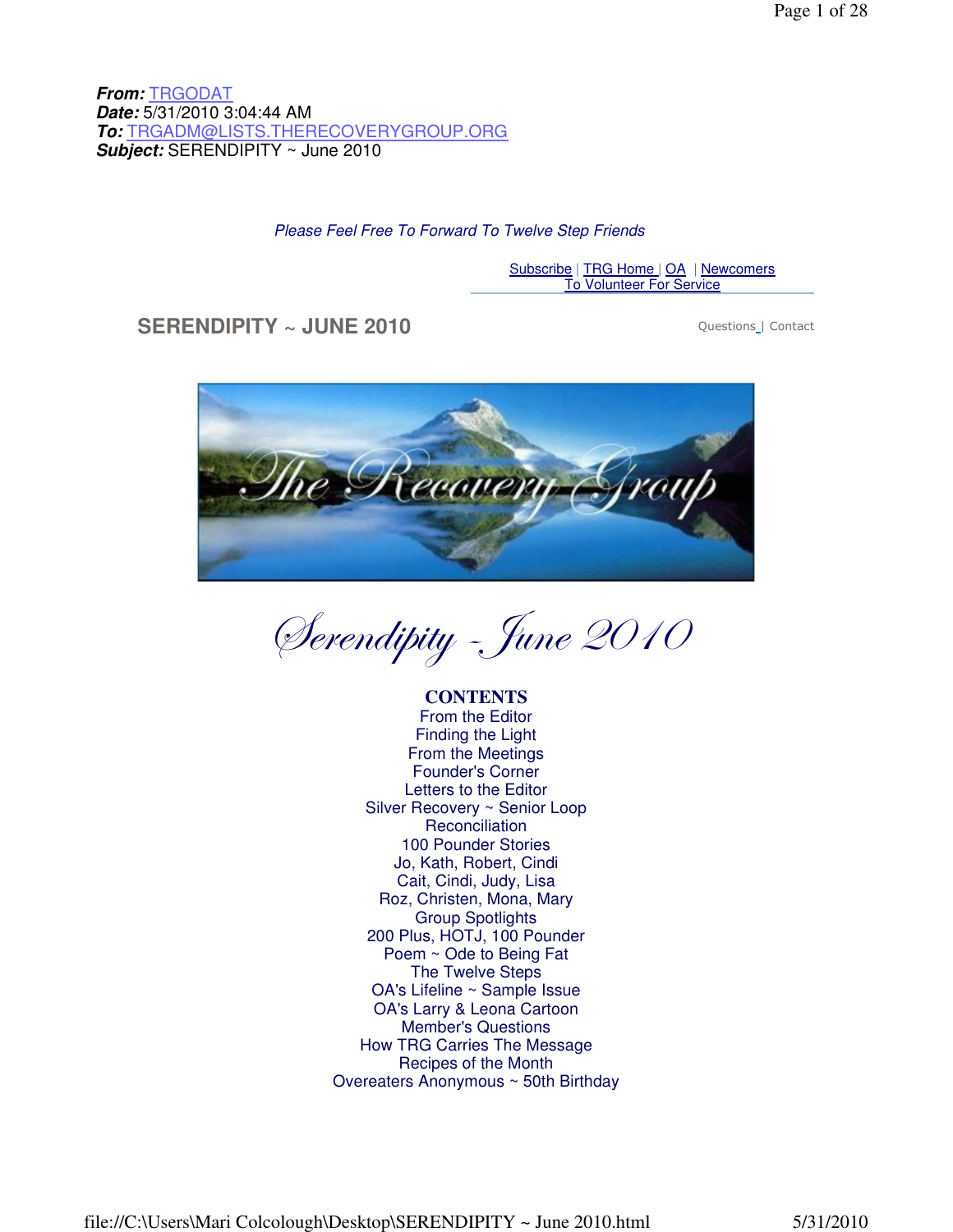**From:** TRGODAT
**Date:** 5/31/2010 3:04:44 AM
**To:** TRGADM@LISTS.THERECOVERYGROUP.ORG
**Subject:** SERENDIPITY ~ June 2010

*Please Feel Free To Forward To Twelve Step Friends*

Subscribe | TRG Home | OA | Newcomers
To Volunteer For Service

## SERENDIPITY ~ JUNE 2010

Questions | Contact

# Serendipity - June 2010

**CONTENTS**

From the Editor
Finding the Light
From the Meetings
Founder's Corner
Letters to the Editor
Silver Recovery ~ Senior Loop
Reconciliation
100 Pounder Stories
Jo, Kath, Robert, Cindi
Cait, Cindi, Judy, Lisa
Roz, Christen, Mona, Mary
Group Spotlights
200 Plus, HOTJ, 100 Pounder
Poem ~ Ode to Being Fat
The Twelve Steps
OA's Lifeline ~ Sample Issue
OA's Larry & Leona Cartoon
Member's Questions
How TRG Carries The Message
Recipes of the Month
Overeaters Anonymous ~ 50th Birthday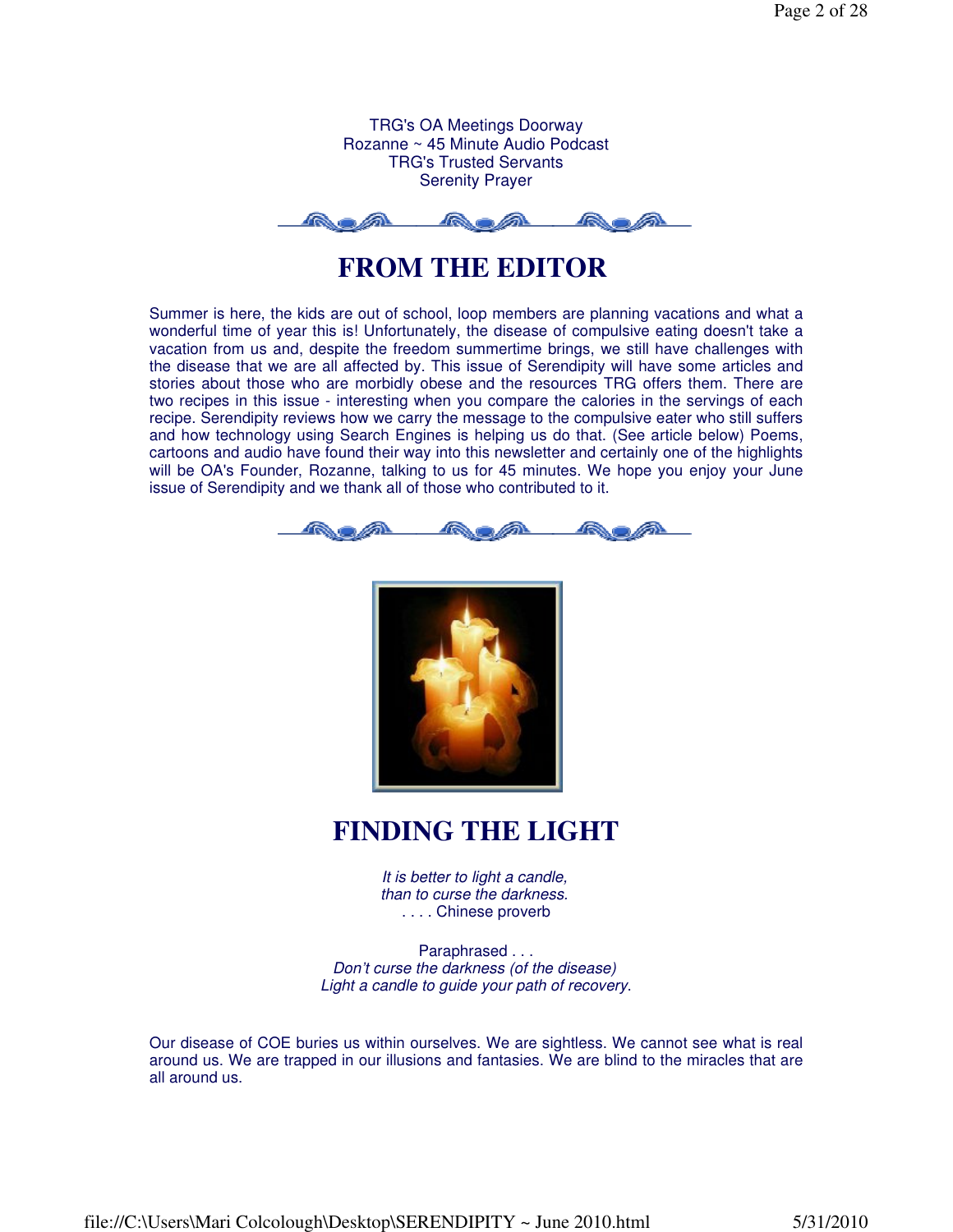TRG's OA Meetings Doorway
Rozanne ~ 45 Minute Audio Podcast
TRG's Trusted Servants
Serenity Prayer

# FROM THE EDITOR

Summer is here, the kids are out of school, loop members are planning vacations and what a wonderful time of year this is! Unfortunately, the disease of compulsive eating doesn't take a vacation from us and, despite the freedom summertime brings, we still have challenges with the disease that we are all affected by. This issue of Serendipity will have some articles and stories about those who are morbidly obese and the resources TRG offers them. There are two recipes in this issue - interesting when you compare the calories in the servings of each recipe. Serendipity reviews how we carry the message to the compulsive eater who still suffers and how technology using Search Engines is helping us do that. (See article below) Poems, cartoons and audio have found their way into this newsletter and certainly one of the highlights will be OA's Founder, Rozanne, talking to us for 45 minutes. We hope you enjoy your June issue of Serendipity and we thank all of those who contributed to it.

# FINDING THE LIGHT

*It is better to light a candle,*
*than to curse the darkness.*
. . . . Chinese proverb

Paraphrased . . .
*Don't curse the darkness (of the disease)*
*Light a candle to guide your path of recovery.*

Our disease of COE buries us within ourselves. We are sightless. We cannot see what is real around us. We are trapped in our illusions and fantasies. We are blind to the miracles that are all around us.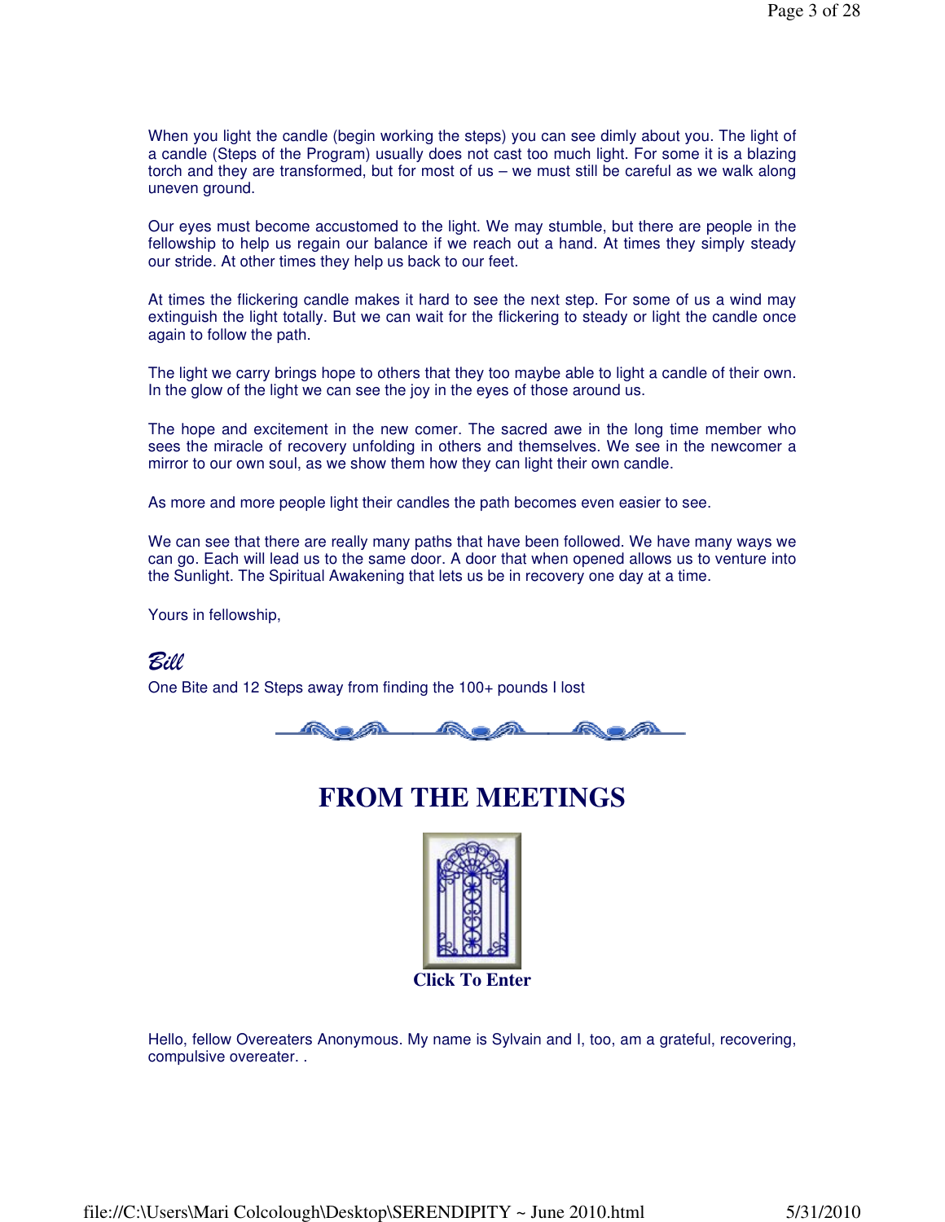When you light the candle (begin working the steps) you can see dimly about you. The light of a candle (Steps of the Program) usually does not cast too much light. For some it is a blazing torch and they are transformed, but for most of us – we must still be careful as we walk along uneven ground.

Our eyes must become accustomed to the light. We may stumble, but there are people in the fellowship to help us regain our balance if we reach out a hand. At times they simply steady our stride. At other times they help us back to our feet.

At times the flickering candle makes it hard to see the next step. For some of us a wind may extinguish the light totally. But we can wait for the flickering to steady or light the candle once again to follow the path.

The light we carry brings hope to others that they too maybe able to light a candle of their own. In the glow of the light we can see the joy in the eyes of those around us.

The hope and excitement in the new comer. The sacred awe in the long time member who sees the miracle of recovery unfolding in others and themselves. We see in the newcomer a mirror to our own soul, as we show them how they can light their own candle.

As more and more people light their candles the path becomes even easier to see.

We can see that there are really many paths that have been followed. We have many ways we can go. Each will lead us to the same door. A door that when opened allows us to venture into the Sunlight. The Spiritual Awakening that lets us be in recovery one day at a time.

Yours in fellowship,

*Bill*

One Bite and 12 Steps away from finding the 100+ pounds I lost

# FROM THE MEETINGS

**Click To Enter**

Hello, fellow Overeaters Anonymous. My name is Sylvain and I, too, am a grateful, recovering, compulsive overeater. .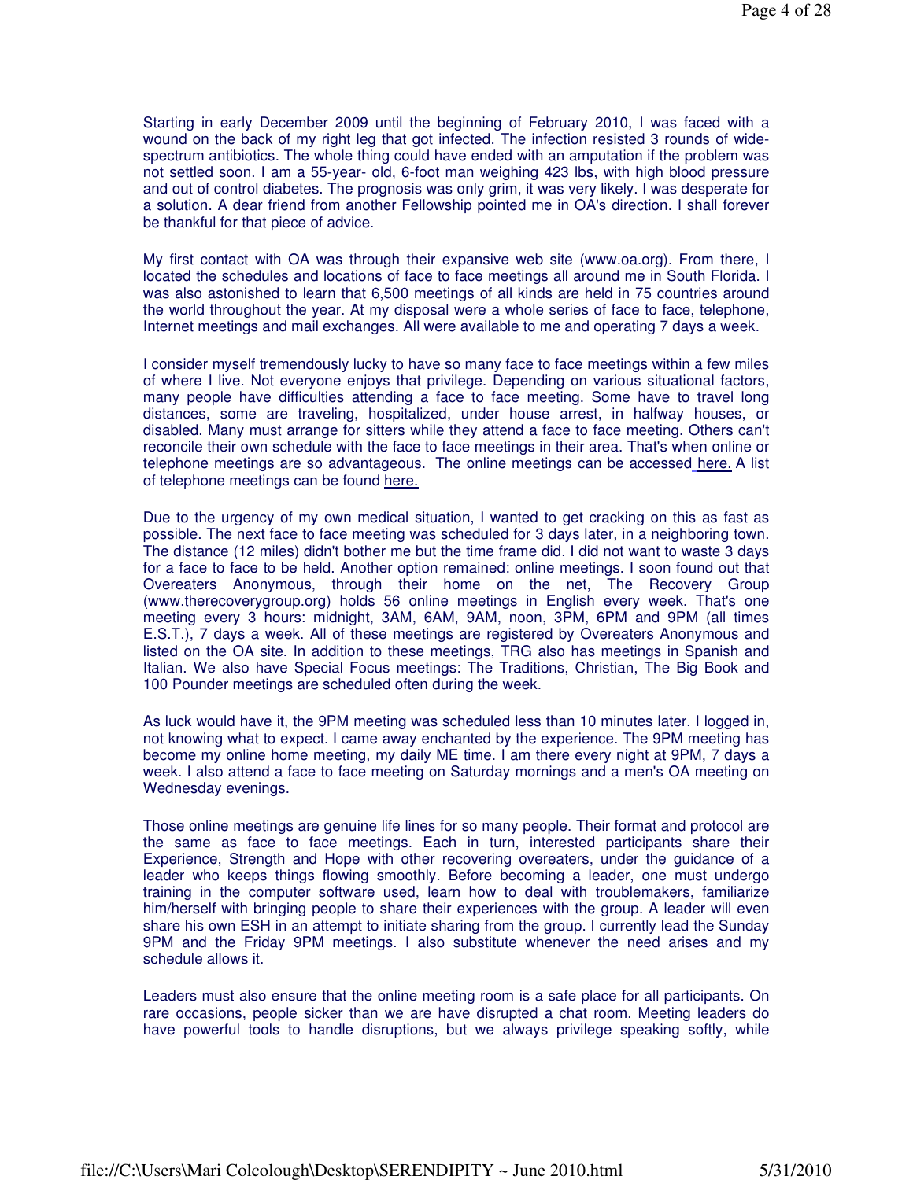Starting in early December 2009 until the beginning of February 2010, I was faced with a wound on the back of my right leg that got infected. The infection resisted 3 rounds of wide-spectrum antibiotics. The whole thing could have ended with an amputation if the problem was not settled soon. I am a 55-year- old, 6-foot man weighing 423 lbs, with high blood pressure and out of control diabetes. The prognosis was only grim, it was very likely. I was desperate for a solution. A dear friend from another Fellowship pointed me in OA's direction. I shall forever be thankful for that piece of advice.

My first contact with OA was through their expansive web site (www.oa.org). From there, I located the schedules and locations of face to face meetings all around me in South Florida. I was also astonished to learn that 6,500 meetings of all kinds are held in 75 countries around the world throughout the year. At my disposal were a whole series of face to face, telephone, Internet meetings and mail exchanges. All were available to me and operating 7 days a week.

I consider myself tremendously lucky to have so many face to face meetings within a few miles of where I live. Not everyone enjoys that privilege. Depending on various situational factors, many people have difficulties attending a face to face meeting. Some have to travel long distances, some are traveling, hospitalized, under house arrest, in halfway houses, or disabled. Many must arrange for sitters while they attend a face to face meeting. Others can't reconcile their own schedule with the face to face meetings in their area. That's when online or telephone meetings are so advantageous. The online meetings can be accessed here. A list of telephone meetings can be found here.

Due to the urgency of my own medical situation, I wanted to get cracking on this as fast as possible. The next face to face meeting was scheduled for 3 days later, in a neighboring town. The distance (12 miles) didn't bother me but the time frame did. I did not want to waste 3 days for a face to face to be held. Another option remained: online meetings. I soon found out that Overeaters Anonymous, through their home on the net, The Recovery Group (www.therecoverygroup.org) holds 56 online meetings in English every week. That's one meeting every 3 hours: midnight, 3AM, 6AM, 9AM, noon, 3PM, 6PM and 9PM (all times E.S.T.), 7 days a week. All of these meetings are registered by Overeaters Anonymous and listed on the OA site. In addition to these meetings, TRG also has meetings in Spanish and Italian. We also have Special Focus meetings: The Traditions, Christian, The Big Book and 100 Pounder meetings are scheduled often during the week.

As luck would have it, the 9PM meeting was scheduled less than 10 minutes later. I logged in, not knowing what to expect. I came away enchanted by the experience. The 9PM meeting has become my online home meeting, my daily ME time. I am there every night at 9PM, 7 days a week. I also attend a face to face meeting on Saturday mornings and a men's OA meeting on Wednesday evenings.

Those online meetings are genuine life lines for so many people. Their format and protocol are the same as face to face meetings. Each in turn, interested participants share their Experience, Strength and Hope with other recovering overeaters, under the guidance of a leader who keeps things flowing smoothly. Before becoming a leader, one must undergo training in the computer software used, learn how to deal with troublemakers, familiarize him/herself with bringing people to share their experiences with the group. A leader will even share his own ESH in an attempt to initiate sharing from the group. I currently lead the Sunday 9PM and the Friday 9PM meetings. I also substitute whenever the need arises and my schedule allows it.

Leaders must also ensure that the online meeting room is a safe place for all participants. On rare occasions, people sicker than we are have disrupted a chat room. Meeting leaders do have powerful tools to handle disruptions, but we always privilege speaking softly, while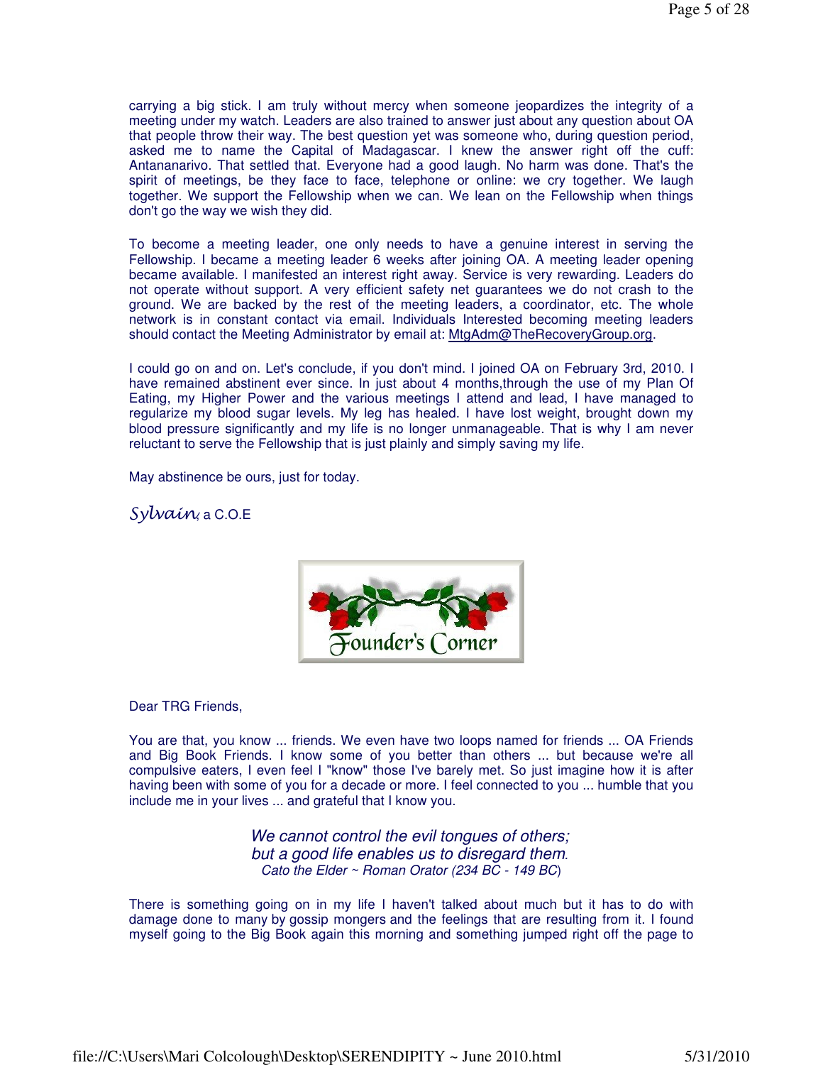carrying a big stick. I am truly without mercy when someone jeopardizes the integrity of a meeting under my watch. Leaders are also trained to answer just about any question about OA that people throw their way. The best question yet was someone who, during question period, asked me to name the Capital of Madagascar. I knew the answer right off the cuff: Antananarivo. That settled that. Everyone had a good laugh. No harm was done. That's the spirit of meetings, be they face to face, telephone or online: we cry together. We laugh together. We support the Fellowship when we can. We lean on the Fellowship when things don't go the way we wish they did.

To become a meeting leader, one only needs to have a genuine interest in serving the Fellowship. I became a meeting leader 6 weeks after joining OA. A meeting leader opening became available. I manifested an interest right away. Service is very rewarding. Leaders do not operate without support. A very efficient safety net guarantees we do not crash to the ground. We are backed by the rest of the meeting leaders, a coordinator, etc. The whole network is in constant contact via email. Individuals Interested becoming meeting leaders should contact the Meeting Administrator by email at: MtgAdm@TheRecoveryGroup.org.

I could go on and on. Let's conclude, if you don't mind. I joined OA on February 3rd, 2010. I have remained abstinent ever since. In just about 4 months,through the use of my Plan Of Eating, my Higher Power and the various meetings I attend and lead, I have managed to regularize my blood sugar levels. My leg has healed. I have lost weight, brought down my blood pressure significantly and my life is no longer unmanageable. That is why I am never reluctant to serve the Fellowship that is just plainly and simply saving my life.

May abstinence be ours, just for today.

*Sylvain*, a C.O.E

## Founder's Corner

Dear TRG Friends,

You are that, you know ... friends. We even have two loops named for friends ... OA Friends and Big Book Friends. I know some of you better than others ... but because we're all compulsive eaters, I even feel I "know" those I've barely met. So just imagine how it is after having been with some of you for a decade or more. I feel connected to you ... humble that you include me in your lives ... and grateful that I know you.

> *We cannot control the evil tongues of others;*
> *but a good life enables us to disregard them.*
> *Cato the Elder ~ Roman Orator (234 BC - 149 BC)*

There is something going on in my life I haven't talked about much but it has to do with damage done to many by gossip mongers and the feelings that are resulting from it. I found myself going to the Big Book again this morning and something jumped right off the page to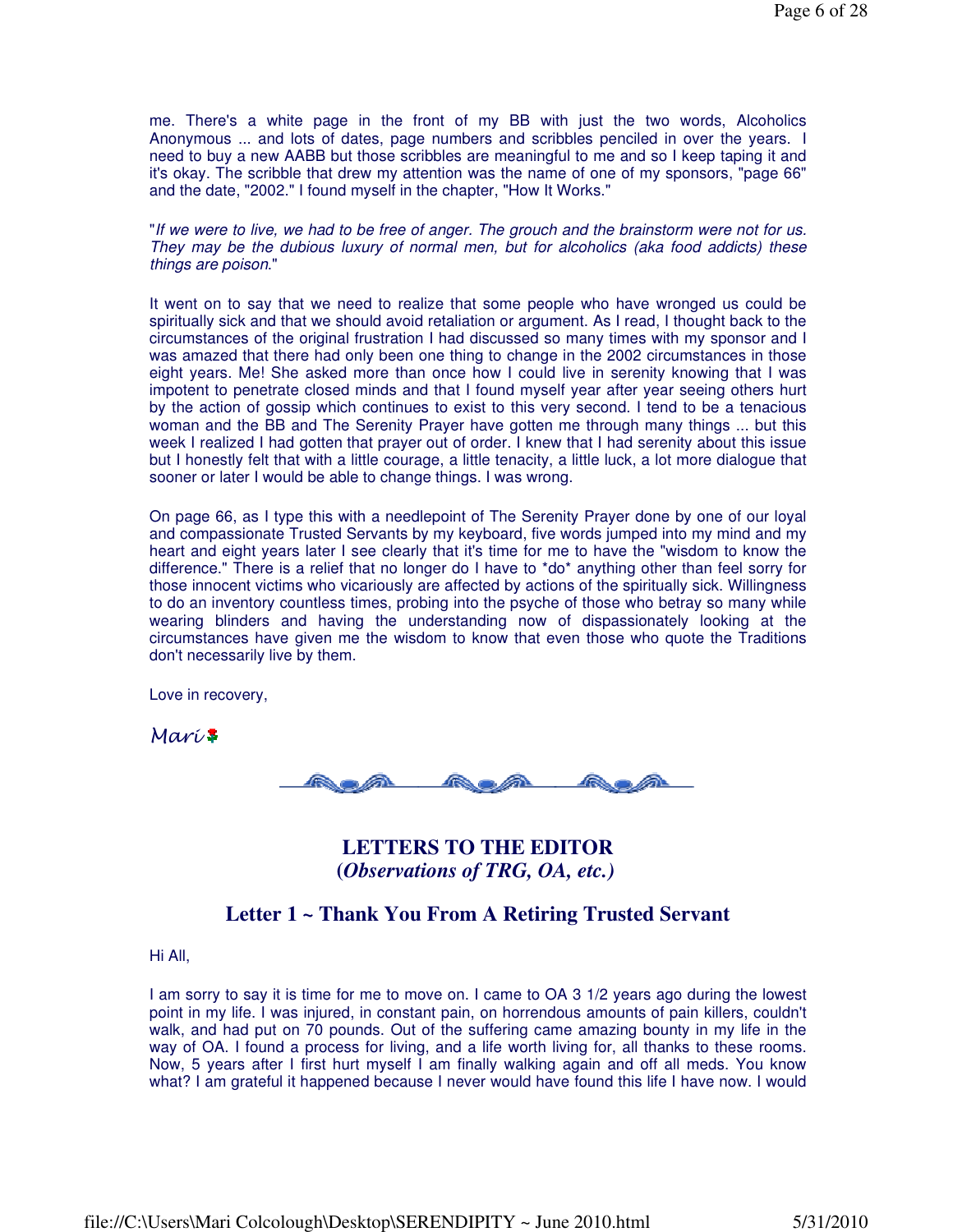me. There's a white page in the front of my BB with just the two words, Alcoholics Anonymous ... and lots of dates, page numbers and scribbles penciled in over the years. I need to buy a new AABB but those scribbles are meaningful to me and so I keep taping it and it's okay. The scribble that drew my attention was the name of one of my sponsors, "page 66" and the date, "2002." I found myself in the chapter, "How It Works."

"*If we were to live, we had to be free of anger. The grouch and the brainstorm were not for us. They may be the dubious luxury of normal men, but for alcoholics (aka food addicts) these things are poison*."

It went on to say that we need to realize that some people who have wronged us could be spiritually sick and that we should avoid retaliation or argument. As I read, I thought back to the circumstances of the original frustration I had discussed so many times with my sponsor and I was amazed that there had only been one thing to change in the 2002 circumstances in those eight years. Me! She asked more than once how I could live in serenity knowing that I was impotent to penetrate closed minds and that I found myself year after year seeing others hurt by the action of gossip which continues to exist to this very second. I tend to be a tenacious woman and the BB and The Serenity Prayer have gotten me through many things ... but this week I realized I had gotten that prayer out of order. I knew that I had serenity about this issue but I honestly felt that with a little courage, a little tenacity, a little luck, a lot more dialogue that sooner or later I would be able to change things. I was wrong.

On page 66, as I type this with a needlepoint of The Serenity Prayer done by one of our loyal and compassionate Trusted Servants by my keyboard, five words jumped into my mind and my heart and eight years later I see clearly that it's time for me to have the "wisdom to know the difference." There is a relief that no longer do I have to *do* anything other than feel sorry for those innocent victims who vicariously are affected by actions of the spiritually sick. Willingness to do an inventory countless times, probing into the psyche of those who betray so many while wearing blinders and having the understanding now of dispassionately looking at the circumstances have given me the wisdom to know that even those who quote the Traditions don't necessarily live by them.

Love in recovery,

*Mari*

## LETTERS TO THE EDITOR
## (*Observations of TRG, OA, etc.)*

### Letter 1 ~ Thank You From A Retiring Trusted Servant

Hi All,

I am sorry to say it is time for me to move on. I came to OA 3 1/2 years ago during the lowest point in my life. I was injured, in constant pain, on horrendous amounts of pain killers, couldn't walk, and had put on 70 pounds. Out of the suffering came amazing bounty in my life in the way of OA. I found a process for living, and a life worth living for, all thanks to these rooms. Now, 5 years after I first hurt myself I am finally walking again and off all meds. You know what? I am grateful it happened because I never would have found this life I have now. I would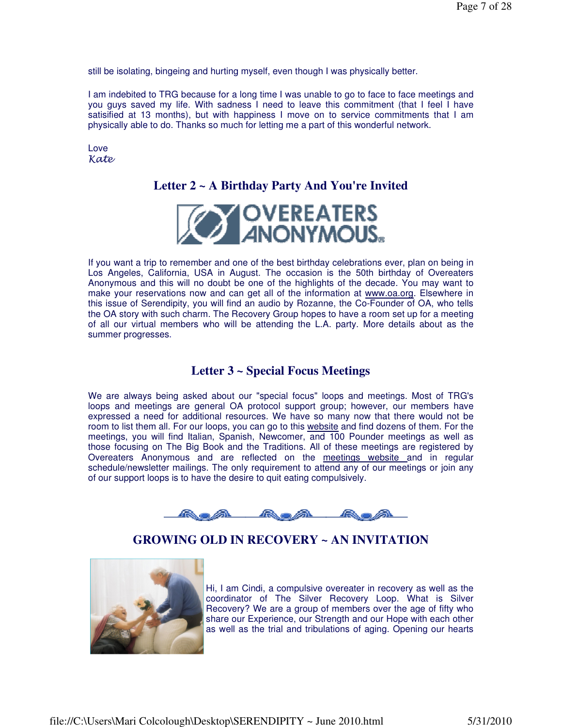still be isolating, bingeing and hurting myself, even though I was physically better.

I am indebited to TRG because for a long time I was unable to go to face to face meetings and you guys saved my life. With sadness I need to leave this commitment (that I feel I have satisified at 13 months), but with happiness I move on to service commitments that I am physically able to do. Thanks so much for letting me a part of this wonderful network.

Love
*Kate*

## Letter 2 ~ A Birthday Party And You're Invited

If you want a trip to remember and one of the best birthday celebrations ever, plan on being in Los Angeles, California, USA in August. The occasion is the 50th birthday of Overeaters Anonymous and this will no doubt be one of the highlights of the decade. You may want to make your reservations now and can get all of the information at www.oa.org. Elsewhere in this issue of Serendipity, you will find an audio by Rozanne, the Co-Founder of OA, who tells the OA story with such charm. The Recovery Group hopes to have a room set up for a meeting of all our virtual members who will be attending the L.A. party. More details about as the summer progresses.

## Letter 3 ~ Special Focus Meetings

We are always being asked about our "special focus" loops and meetings. Most of TRG's loops and meetings are general OA protocol support group; however, our members have expressed a need for additional resources. We have so many now that there would not be room to list them all. For our loops, you can go to this website and find dozens of them. For the meetings, you will find Italian, Spanish, Newcomer, and 100 Pounder meetings as well as those focusing on The Big Book and the Traditions. All of these meetings are registered by Overeaters Anonymous and are reflected on the meetings website and in regular schedule/newsletter mailings. The only requirement to attend any of our meetings or join any of our support loops is to have the desire to quit eating compulsively.

## GROWING OLD IN RECOVERY ~ AN INVITATION

Hi, I am Cindi, a compulsive overeater in recovery as well as the coordinator of The Silver Recovery Loop. What is Silver Recovery? We are a group of members over the age of fifty who share our Experience, our Strength and our Hope with each other as well as the trial and tribulations of aging. Opening our hearts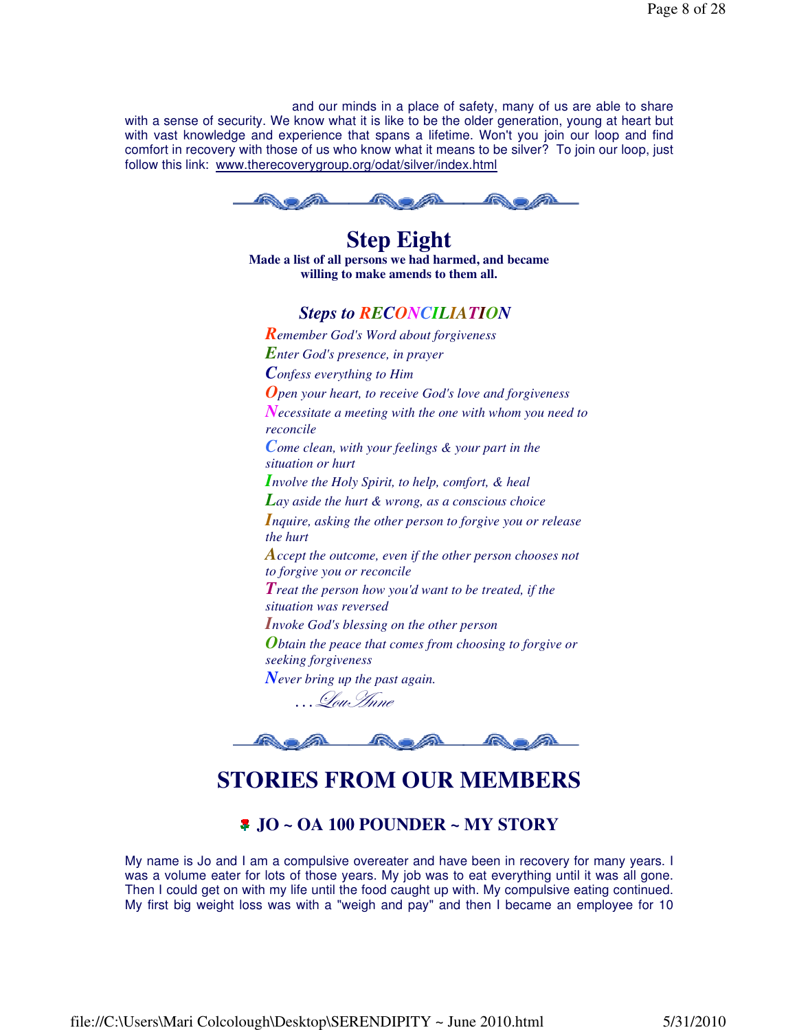and our minds in a place of safety, many of us are able to share with a sense of security. We know what it is like to be the older generation, young at heart but with vast knowledge and experience that spans a lifetime. Won't you join our loop and find comfort in recovery with those of us who know what it means to be silver? To join our loop, just follow this link: www.therecoverygroup.org/odat/silver/index.html

## Step Eight

**Made a list of all persons we had harmed, and became willing to make amends to them all.**

### *Steps to RECONCILIATION*

*Remember God's Word about forgiveness*
*Enter God's presence, in prayer*
*Confess everything to Him*
*Open your heart, to receive God's love and forgiveness*
*Necessitate a meeting with the one with whom you need to reconcile*
*Come clean, with your feelings & your part in the situation or hurt*
*Involve the Holy Spirit, to help, comfort, & heal*
*Lay aside the hurt & wrong, as a conscious choice*
*Inquire, asking the other person to forgive you or release the hurt*
*Accept the outcome, even if the other person chooses not to forgive you or reconcile*
*Treat the person how you'd want to be treated, if the situation was reversed*
*Invoke God's blessing on the other person*
*Obtain the peace that comes from choosing to forgive or seeking forgiveness*
*Never bring up the past again.*

*. . . LouAnne*

# STORIES FROM OUR MEMBERS

## JO ~ OA 100 POUNDER ~ MY STORY

My name is Jo and I am a compulsive overeater and have been in recovery for many years. I was a volume eater for lots of those years. My job was to eat everything until it was all gone. Then I could get on with my life until the food caught up with. My compulsive eating continued. My first big weight loss was with a "weigh and pay" and then I became an employee for 10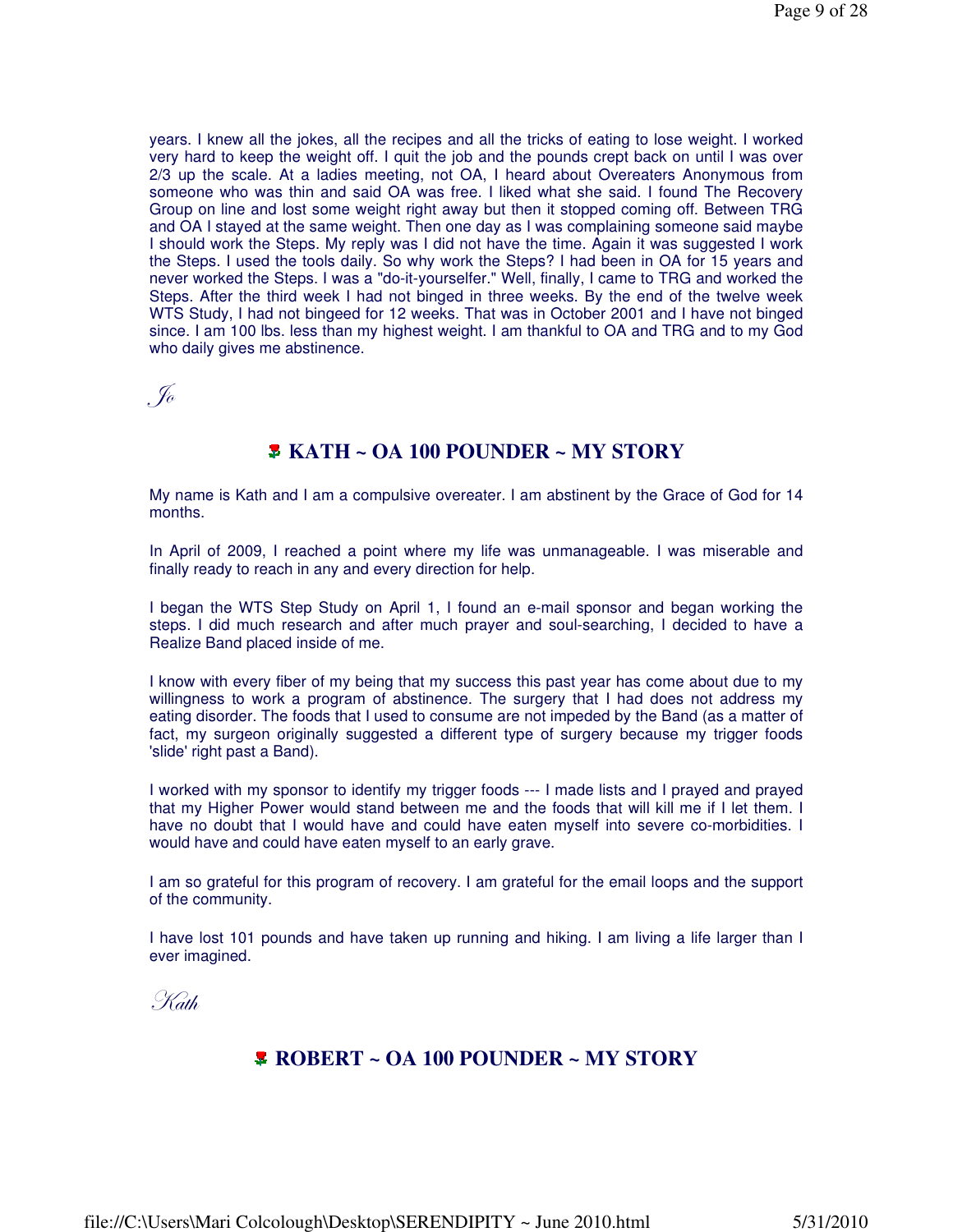years. I knew all the jokes, all the recipes and all the tricks of eating to lose weight. I worked very hard to keep the weight off. I quit the job and the pounds crept back on until I was over 2/3 up the scale. At a ladies meeting, not OA, I heard about Overeaters Anonymous from someone who was thin and said OA was free. I liked what she said. I found The Recovery Group on line and lost some weight right away but then it stopped coming off. Between TRG and OA I stayed at the same weight. Then one day as I was complaining someone said maybe I should work the Steps. My reply was I did not have the time. Again it was suggested I work the Steps. I used the tools daily. So why work the Steps? I had been in OA for 15 years and never worked the Steps. I was a "do-it-yourselfer." Well, finally, I came to TRG and worked the Steps. After the third week I had not binged in three weeks. By the end of the twelve week WTS Study, I had not bingeed for 12 weeks. That was in October 2001 and I have not binged since. I am 100 lbs. less than my highest weight. I am thankful to OA and TRG and to my God who daily gives me abstinence.

*Jo*

## KATH ~ OA 100 POUNDER ~ MY STORY

My name is Kath and I am a compulsive overeater. I am abstinent by the Grace of God for 14 months.

In April of 2009, I reached a point where my life was unmanageable. I was miserable and finally ready to reach in any and every direction for help.

I began the WTS Step Study on April 1, I found an e-mail sponsor and began working the steps. I did much research and after much prayer and soul-searching, I decided to have a Realize Band placed inside of me.

I know with every fiber of my being that my success this past year has come about due to my willingness to work a program of abstinence. The surgery that I had does not address my eating disorder. The foods that I used to consume are not impeded by the Band (as a matter of fact, my surgeon originally suggested a different type of surgery because my trigger foods 'slide' right past a Band).

I worked with my sponsor to identify my trigger foods --- I made lists and I prayed and prayed that my Higher Power would stand between me and the foods that will kill me if I let them. I have no doubt that I would have and could have eaten myself into severe co-morbidities. I would have and could have eaten myself to an early grave.

I am so grateful for this program of recovery. I am grateful for the email loops and the support of the community.

I have lost 101 pounds and have taken up running and hiking. I am living a life larger than I ever imagined.

*Kath*

## ROBERT ~ OA 100 POUNDER ~ MY STORY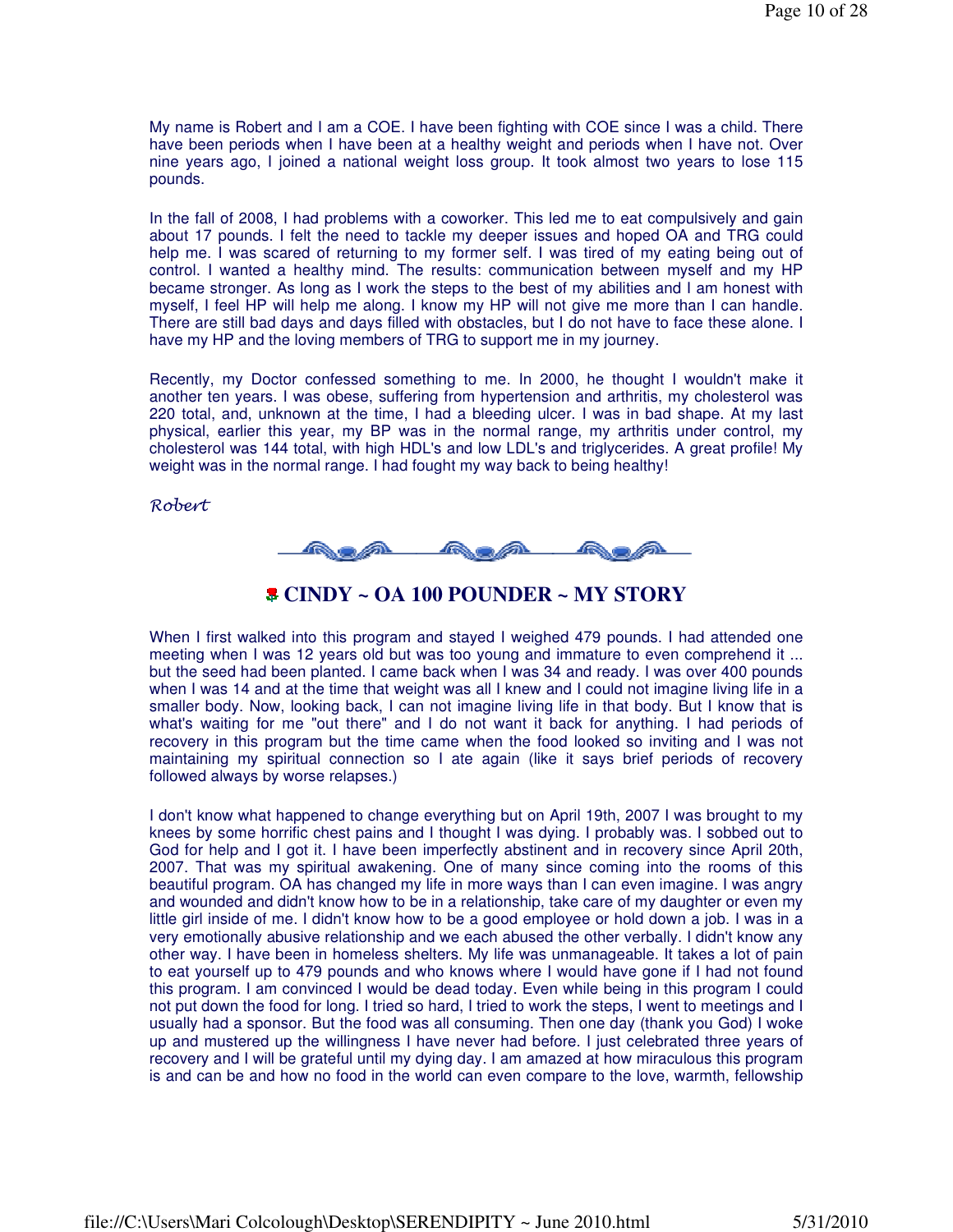My name is Robert and I am a COE. I have been fighting with COE since I was a child. There have been periods when I have been at a healthy weight and periods when I have not. Over nine years ago, I joined a national weight loss group. It took almost two years to lose 115 pounds.

In the fall of 2008, I had problems with a coworker. This led me to eat compulsively and gain about 17 pounds. I felt the need to tackle my deeper issues and hoped OA and TRG could help me. I was scared of returning to my former self. I was tired of my eating being out of control. I wanted a healthy mind. The results: communication between myself and my HP became stronger. As long as I work the steps to the best of my abilities and I am honest with myself, I feel HP will help me along. I know my HP will not give me more than I can handle. There are still bad days and days filled with obstacles, but I do not have to face these alone. I have my HP and the loving members of TRG to support me in my journey.

Recently, my Doctor confessed something to me. In 2000, he thought I wouldn't make it another ten years. I was obese, suffering from hypertension and arthritis, my cholesterol was 220 total, and, unknown at the time, I had a bleeding ulcer. I was in bad shape. At my last physical, earlier this year, my BP was in the normal range, my arthritis under control, my cholesterol was 144 total, with high HDL's and low LDL's and triglycerides. A great profile! My weight was in the normal range. I had fought my way back to being healthy!

*Robert*

## CINDY ~ OA 100 POUNDER ~ MY STORY

When I first walked into this program and stayed I weighed 479 pounds. I had attended one meeting when I was 12 years old but was too young and immature to even comprehend it ... but the seed had been planted. I came back when I was 34 and ready. I was over 400 pounds when I was 14 and at the time that weight was all I knew and I could not imagine living life in a smaller body. Now, looking back, I can not imagine living life in that body. But I know that is what's waiting for me "out there" and I do not want it back for anything. I had periods of recovery in this program but the time came when the food looked so inviting and I was not maintaining my spiritual connection so I ate again (like it says brief periods of recovery followed always by worse relapses.)

I don't know what happened to change everything but on April 19th, 2007 I was brought to my knees by some horrific chest pains and I thought I was dying. I probably was. I sobbed out to God for help and I got it. I have been imperfectly abstinent and in recovery since April 20th, 2007. That was my spiritual awakening. One of many since coming into the rooms of this beautiful program. OA has changed my life in more ways than I can even imagine. I was angry and wounded and didn't know how to be in a relationship, take care of my daughter or even my little girl inside of me. I didn't know how to be a good employee or hold down a job. I was in a very emotionally abusive relationship and we each abused the other verbally. I didn't know any other way. I have been in homeless shelters. My life was unmanageable. It takes a lot of pain to eat yourself up to 479 pounds and who knows where I would have gone if I had not found this program. I am convinced I would be dead today. Even while being in this program I could not put down the food for long. I tried so hard, I tried to work the steps, I went to meetings and I usually had a sponsor. But the food was all consuming. Then one day (thank you God) I woke up and mustered up the willingness I have never had before. I just celebrated three years of recovery and I will be grateful until my dying day. I am amazed at how miraculous this program is and can be and how no food in the world can even compare to the love, warmth, fellowship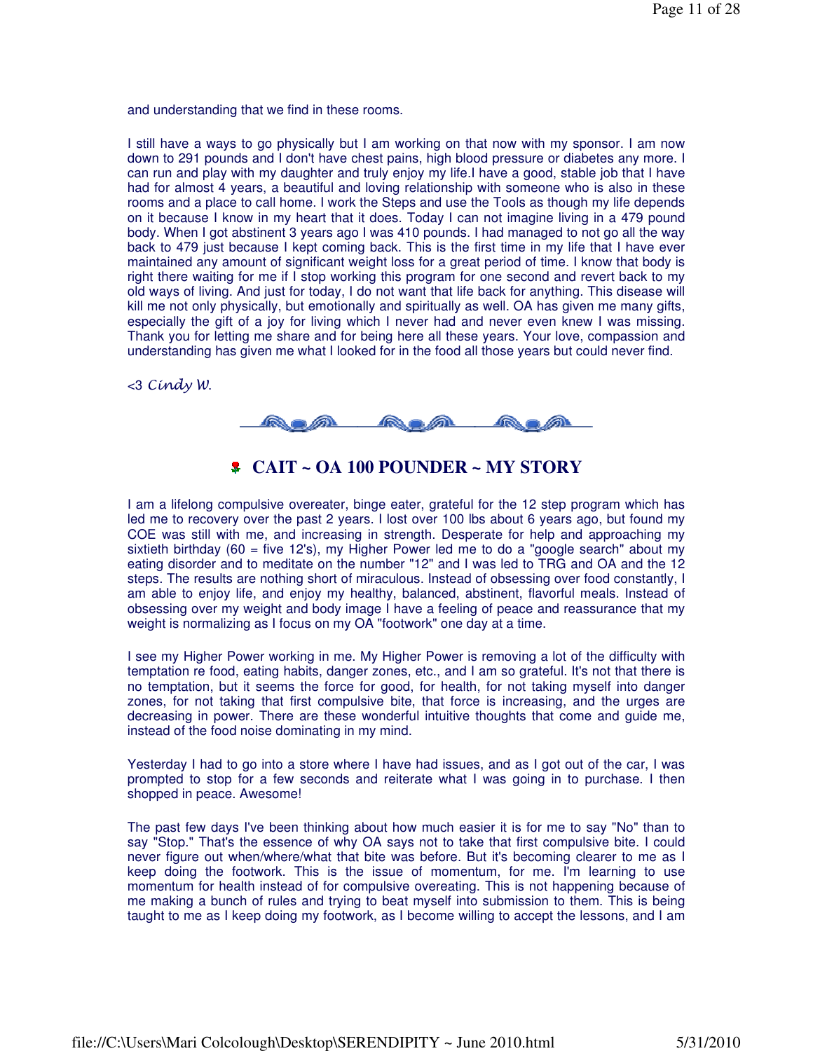and understanding that we find in these rooms.

I still have a ways to go physically but I am working on that now with my sponsor. I am now down to 291 pounds and I don't have chest pains, high blood pressure or diabetes any more. I can run and play with my daughter and truly enjoy my life.I have a good, stable job that I have had for almost 4 years, a beautiful and loving relationship with someone who is also in these rooms and a place to call home. I work the Steps and use the Tools as though my life depends on it because I know in my heart that it does. Today I can not imagine living in a 479 pound body. When I got abstinent 3 years ago I was 410 pounds. I had managed to not go all the way back to 479 just because I kept coming back. This is the first time in my life that I have ever maintained any amount of significant weight loss for a great period of time. I know that body is right there waiting for me if I stop working this program for one second and revert back to my old ways of living. And just for today, I do not want that life back for anything. This disease will kill me not only physically, but emotionally and spiritually as well. OA has given me many gifts, especially the gift of a joy for living which I never had and never even knew I was missing. Thank you for letting me share and for being here all these years. Your love, compassion and understanding has given me what I looked for in the food all those years but could never find.

<3 *Cindy W.*

## CAIT ~ OA 100 POUNDER ~ MY STORY

I am a lifelong compulsive overeater, binge eater, grateful for the 12 step program which has led me to recovery over the past 2 years. I lost over 100 lbs about 6 years ago, but found my COE was still with me, and increasing in strength. Desperate for help and approaching my sixtieth birthday (60 = five 12's), my Higher Power led me to do a "google search" about my eating disorder and to meditate on the number "12" and I was led to TRG and OA and the 12 steps. The results are nothing short of miraculous. Instead of obsessing over food constantly, I am able to enjoy life, and enjoy my healthy, balanced, abstinent, flavorful meals. Instead of obsessing over my weight and body image I have a feeling of peace and reassurance that my weight is normalizing as I focus on my OA "footwork" one day at a time.

I see my Higher Power working in me. My Higher Power is removing a lot of the difficulty with temptation re food, eating habits, danger zones, etc., and I am so grateful. It's not that there is no temptation, but it seems the force for good, for health, for not taking myself into danger zones, for not taking that first compulsive bite, that force is increasing, and the urges are decreasing in power. There are these wonderful intuitive thoughts that come and guide me, instead of the food noise dominating in my mind.

Yesterday I had to go into a store where I have had issues, and as I got out of the car, I was prompted to stop for a few seconds and reiterate what I was going in to purchase. I then shopped in peace. Awesome!

The past few days I've been thinking about how much easier it is for me to say "No" than to say "Stop." That's the essence of why OA says not to take that first compulsive bite. I could never figure out when/where/what that bite was before. But it's becoming clearer to me as I keep doing the footwork. This is the issue of momentum, for me. I'm learning to use momentum for health instead of for compulsive overeating. This is not happening because of me making a bunch of rules and trying to beat myself into submission to them. This is being taught to me as I keep doing my footwork, as I become willing to accept the lessons, and I am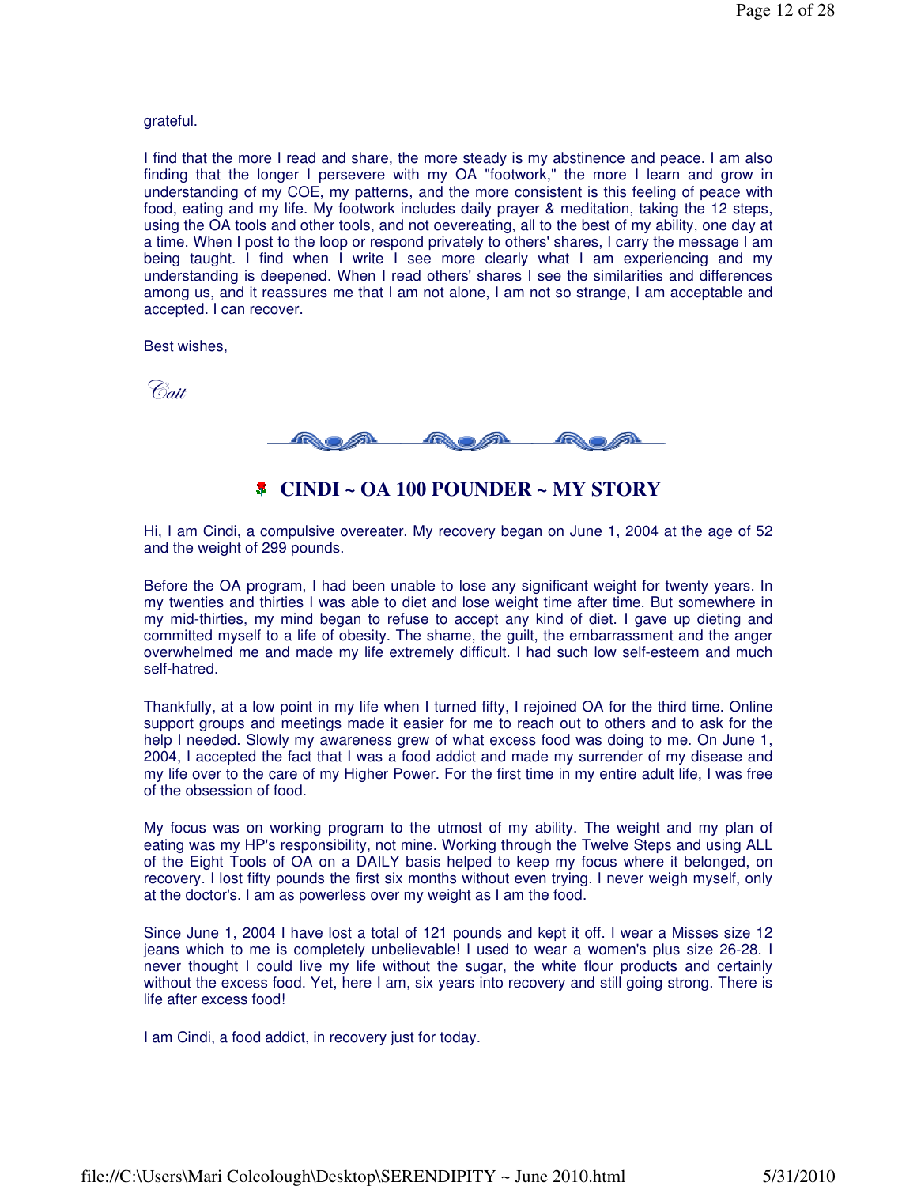grateful.

I find that the more I read and share, the more steady is my abstinence and peace. I am also finding that the longer I persevere with my OA "footwork," the more I learn and grow in understanding of my COE, my patterns, and the more consistent is this feeling of peace with food, eating and my life. My footwork includes daily prayer & meditation, taking the 12 steps, using the OA tools and other tools, and not oevereating, all to the best of my ability, one day at a time. When I post to the loop or respond privately to others' shares, I carry the message I am being taught. I find when I write I see more clearly what I am experiencing and my understanding is deepened. When I read others' shares I see the similarities and differences among us, and it reassures me that I am not alone, I am not so strange, I am acceptable and accepted. I can recover.

Best wishes,

*Cait*

## CINDI ~ OA 100 POUNDER ~ MY STORY

Hi, I am Cindi, a compulsive overeater. My recovery began on June 1, 2004 at the age of 52 and the weight of 299 pounds.

Before the OA program, I had been unable to lose any significant weight for twenty years. In my twenties and thirties I was able to diet and lose weight time after time. But somewhere in my mid-thirties, my mind began to refuse to accept any kind of diet. I gave up dieting and committed myself to a life of obesity. The shame, the guilt, the embarrassment and the anger overwhelmed me and made my life extremely difficult. I had such low self-esteem and much self-hatred.

Thankfully, at a low point in my life when I turned fifty, I rejoined OA for the third time. Online support groups and meetings made it easier for me to reach out to others and to ask for the help I needed. Slowly my awareness grew of what excess food was doing to me. On June 1, 2004, I accepted the fact that I was a food addict and made my surrender of my disease and my life over to the care of my Higher Power. For the first time in my entire adult life, I was free of the obsession of food.

My focus was on working program to the utmost of my ability. The weight and my plan of eating was my HP's responsibility, not mine. Working through the Twelve Steps and using ALL of the Eight Tools of OA on a DAILY basis helped to keep my focus where it belonged, on recovery. I lost fifty pounds the first six months without even trying. I never weigh myself, only at the doctor's. I am as powerless over my weight as I am the food.

Since June 1, 2004 I have lost a total of 121 pounds and kept it off. I wear a Misses size 12 jeans which to me is completely unbelievable! I used to wear a women's plus size 26-28. I never thought I could live my life without the sugar, the white flour products and certainly without the excess food. Yet, here I am, six years into recovery and still going strong. There is life after excess food!

I am Cindi, a food addict, in recovery just for today.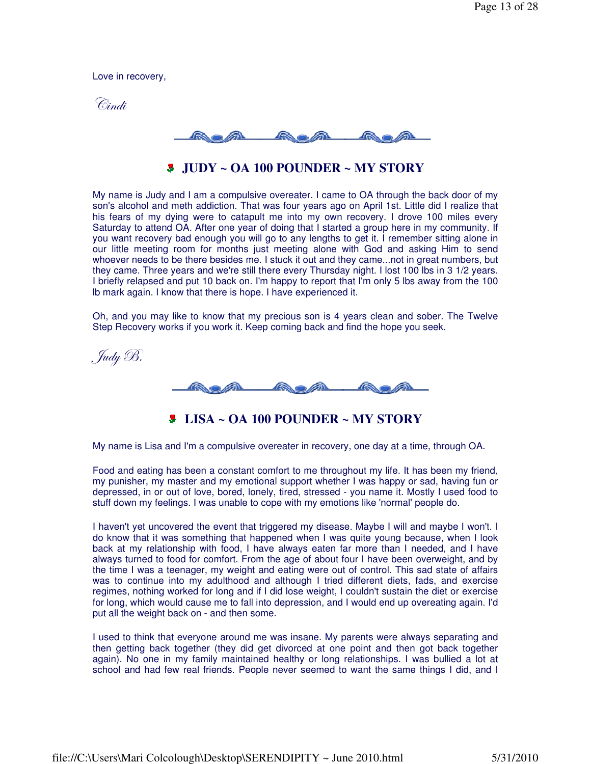Love in recovery,

*Cindi*

## JUDY ~ OA 100 POUNDER ~ MY STORY

My name is Judy and I am a compulsive overeater. I came to OA through the back door of my son's alcohol and meth addiction. That was four years ago on April 1st. Little did I realize that his fears of my dying were to catapult me into my own recovery. I drove 100 miles every Saturday to attend OA. After one year of doing that I started a group here in my community. If you want recovery bad enough you will go to any lengths to get it. I remember sitting alone in our little meeting room for months just meeting alone with God and asking Him to send whoever needs to be there besides me. I stuck it out and they came...not in great numbers, but they came. Three years and we're still there every Thursday night. I lost 100 lbs in 3 1/2 years. I briefly relapsed and put 10 back on. I'm happy to report that I'm only 5 lbs away from the 100 lb mark again. I know that there is hope. I have experienced it.

Oh, and you may like to know that my precious son is 4 years clean and sober. The Twelve Step Recovery works if you work it. Keep coming back and find the hope you seek.

*Judy B.*

## LISA ~ OA 100 POUNDER ~ MY STORY

My name is Lisa and I'm a compulsive overeater in recovery, one day at a time, through OA.

Food and eating has been a constant comfort to me throughout my life. It has been my friend, my punisher, my master and my emotional support whether I was happy or sad, having fun or depressed, in or out of love, bored, lonely, tired, stressed - you name it. Mostly I used food to stuff down my feelings. I was unable to cope with my emotions like 'normal' people do.

I haven't yet uncovered the event that triggered my disease. Maybe I will and maybe I won't. I do know that it was something that happened when I was quite young because, when I look back at my relationship with food, I have always eaten far more than I needed, and I have always turned to food for comfort. From the age of about four I have been overweight, and by the time I was a teenager, my weight and eating were out of control. This sad state of affairs was to continue into my adulthood and although I tried different diets, fads, and exercise regimes, nothing worked for long and if I did lose weight, I couldn't sustain the diet or exercise for long, which would cause me to fall into depression, and I would end up overeating again. I'd put all the weight back on - and then some.

I used to think that everyone around me was insane. My parents were always separating and then getting back together (they did get divorced at one point and then got back together again). No one in my family maintained healthy or long relationships. I was bullied a lot at school and had few real friends. People never seemed to want the same things I did, and I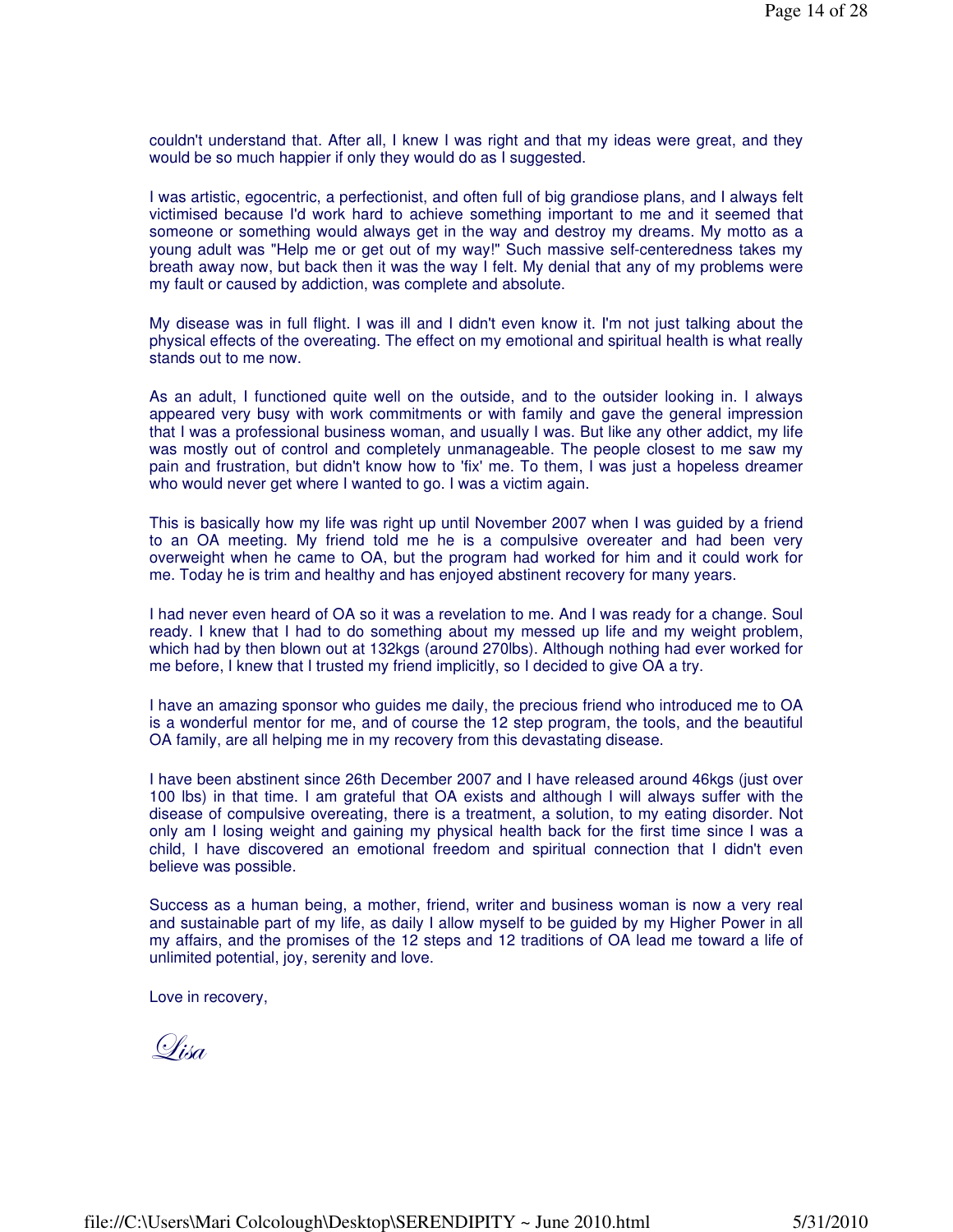couldn't understand that. After all, I knew I was right and that my ideas were great, and they would be so much happier if only they would do as I suggested.

I was artistic, egocentric, a perfectionist, and often full of big grandiose plans, and I always felt victimised because I'd work hard to achieve something important to me and it seemed that someone or something would always get in the way and destroy my dreams. My motto as a young adult was "Help me or get out of my way!" Such massive self-centeredness takes my breath away now, but back then it was the way I felt. My denial that any of my problems were my fault or caused by addiction, was complete and absolute.

My disease was in full flight. I was ill and I didn't even know it. I'm not just talking about the physical effects of the overeating. The effect on my emotional and spiritual health is what really stands out to me now.

As an adult, I functioned quite well on the outside, and to the outsider looking in. I always appeared very busy with work commitments or with family and gave the general impression that I was a professional business woman, and usually I was. But like any other addict, my life was mostly out of control and completely unmanageable. The people closest to me saw my pain and frustration, but didn't know how to 'fix' me. To them, I was just a hopeless dreamer who would never get where I wanted to go. I was a victim again.

This is basically how my life was right up until November 2007 when I was guided by a friend to an OA meeting. My friend told me he is a compulsive overeater and had been very overweight when he came to OA, but the program had worked for him and it could work for me. Today he is trim and healthy and has enjoyed abstinent recovery for many years.

I had never even heard of OA so it was a revelation to me. And I was ready for a change. Soul ready. I knew that I had to do something about my messed up life and my weight problem, which had by then blown out at 132kgs (around 270lbs). Although nothing had ever worked for me before, I knew that I trusted my friend implicitly, so I decided to give OA a try.

I have an amazing sponsor who guides me daily, the precious friend who introduced me to OA is a wonderful mentor for me, and of course the 12 step program, the tools, and the beautiful OA family, are all helping me in my recovery from this devastating disease.

I have been abstinent since 26th December 2007 and I have released around 46kgs (just over 100 lbs) in that time. I am grateful that OA exists and although I will always suffer with the disease of compulsive overeating, there is a treatment, a solution, to my eating disorder. Not only am I losing weight and gaining my physical health back for the first time since I was a child, I have discovered an emotional freedom and spiritual connection that I didn't even believe was possible.

Success as a human being, a mother, friend, writer and business woman is now a very real and sustainable part of my life, as daily I allow myself to be guided by my Higher Power in all my affairs, and the promises of the 12 steps and 12 traditions of OA lead me toward a life of unlimited potential, joy, serenity and love.

Love in recovery,

*Lisa*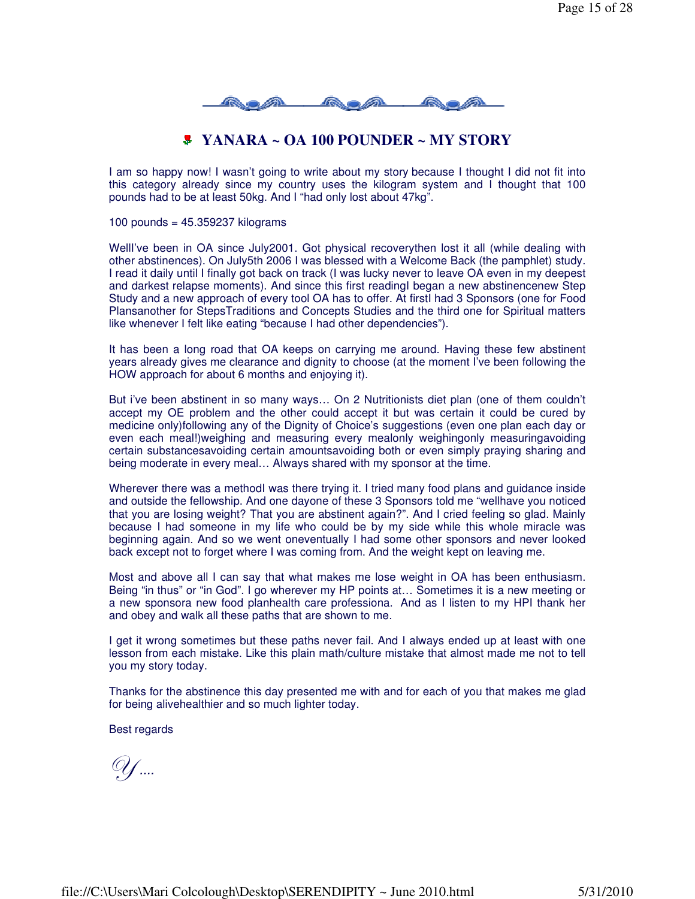## YANARA ~ OA 100 POUNDER ~ MY STORY

I am so happy now! I wasn't going to write about my story because I thought I did not fit into this category already since my country uses the kilogram system and I thought that 100 pounds had to be at least 50kg. And I "had only lost about 47kg".

100 pounds = 45.359237 kilograms

WellI've been in OA since July2001. Got physical recoverythen lost it all (while dealing with other abstinences). On July5th 2006 I was blessed with a Welcome Back (the pamphlet) study. I read it daily until I finally got back on track (I was lucky never to leave OA even in my deepest and darkest relapse moments). And since this first readingI began a new abstinencenew Step Study and a new approach of every tool OA has to offer. At firstI had 3 Sponsors (one for Food Plansanother for StepsTraditions and Concepts Studies and the third one for Spiritual matters like whenever I felt like eating "because I had other dependencies").

It has been a long road that OA keeps on carrying me around. Having these few abstinent years already gives me clearance and dignity to choose (at the moment I've been following the HOW approach for about 6 months and enjoying it).

But i've been abstinent in so many ways… On 2 Nutritionists diet plan (one of them couldn't accept my OE problem and the other could accept it but was certain it could be cured by medicine only)following any of the Dignity of Choice's suggestions (even one plan each day or even each meal!)weighing and measuring every mealonly weighingonly measuringavoiding certain substancesavoiding certain amountsavoiding both or even simply praying sharing and being moderate in every meal… Always shared with my sponsor at the time.

Wherever there was a methodI was there trying it. I tried many food plans and guidance inside and outside the fellowship. And one dayone of these 3 Sponsors told me "wellhave you noticed that you are losing weight? That you are abstinent again?". And I cried feeling so glad. Mainly because I had someone in my life who could be by my side while this whole miracle was beginning again. And so we went oneventually I had some other sponsors and never looked back except not to forget where I was coming from. And the weight kept on leaving me.

Most and above all I can say that what makes me lose weight in OA has been enthusiasm. Being "in thus" or "in God". I go wherever my HP points at… Sometimes it is a new meeting or a new sponsora new food planhealth care professiona. And as I listen to my HPI thank her and obey and walk all these paths that are shown to me.

I get it wrong sometimes but these paths never fail. And I always ended up at least with one lesson from each mistake. Like this plain math/culture mistake that almost made me not to tell you my story today.

Thanks for the abstinence this day presented me with and for each of you that makes me glad for being alivehealthier and so much lighter today.

Best regards

*Y….*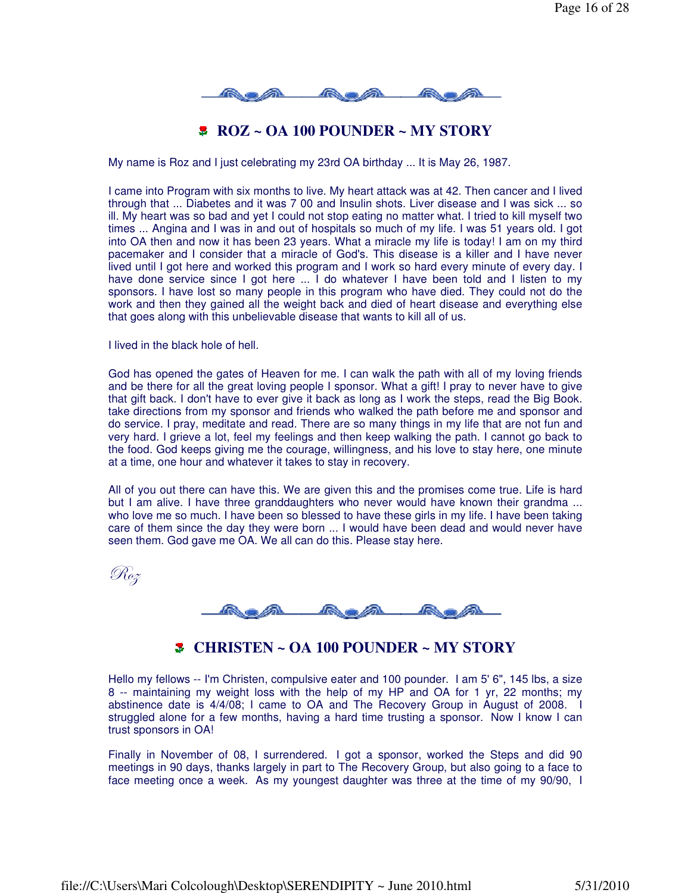## ROZ ~ OA 100 POUNDER ~ MY STORY

My name is Roz and I just celebrating my 23rd OA birthday ... It is May 26, 1987.

I came into Program with six months to live. My heart attack was at 42. Then cancer and I lived through that ... Diabetes and it was 7 00 and Insulin shots. Liver disease and I was sick ... so ill. My heart was so bad and yet I could not stop eating no matter what. I tried to kill myself two times ... Angina and I was in and out of hospitals so much of my life. I was 51 years old. I got into OA then and now it has been 23 years. What a miracle my life is today! I am on my third pacemaker and I consider that a miracle of God's. This disease is a killer and I have never lived until I got here and worked this program and I work so hard every minute of every day. I have done service since I got here ... I do whatever I have been told and I listen to my sponsors. I have lost so many people in this program who have died. They could not do the work and then they gained all the weight back and died of heart disease and everything else that goes along with this unbelievable disease that wants to kill all of us.

I lived in the black hole of hell.

God has opened the gates of Heaven for me. I can walk the path with all of my loving friends and be there for all the great loving people I sponsor. What a gift! I pray to never have to give that gift back. I don't have to ever give it back as long as I work the steps, read the Big Book. take directions from my sponsor and friends who walked the path before me and sponsor and do service. I pray, meditate and read. There are so many things in my life that are not fun and very hard. I grieve a lot, feel my feelings and then keep walking the path. I cannot go back to the food. God keeps giving me the courage, willingness, and his love to stay here, one minute at a time, one hour and whatever it takes to stay in recovery.

All of you out there can have this. We are given this and the promises come true. Life is hard but I am alive. I have three granddaughters who never would have known their grandma ... who love me so much. I have been so blessed to have these girls in my life. I have been taking care of them since the day they were born ... I would have been dead and would never have seen them. God gave me OA. We all can do this. Please stay here.

*Roz*

## CHRISTEN ~ OA 100 POUNDER ~ MY STORY

Hello my fellows -- I'm Christen, compulsive eater and 100 pounder. I am 5' 6", 145 lbs, a size 8 -- maintaining my weight loss with the help of my HP and OA for 1 yr, 22 months; my abstinence date is 4/4/08; I came to OA and The Recovery Group in August of 2008. I struggled alone for a few months, having a hard time trusting a sponsor. Now I know I can trust sponsors in OA!

Finally in November of 08, I surrendered. I got a sponsor, worked the Steps and did 90 meetings in 90 days, thanks largely in part to The Recovery Group, but also going to a face to face meeting once a week. As my youngest daughter was three at the time of my 90/90, I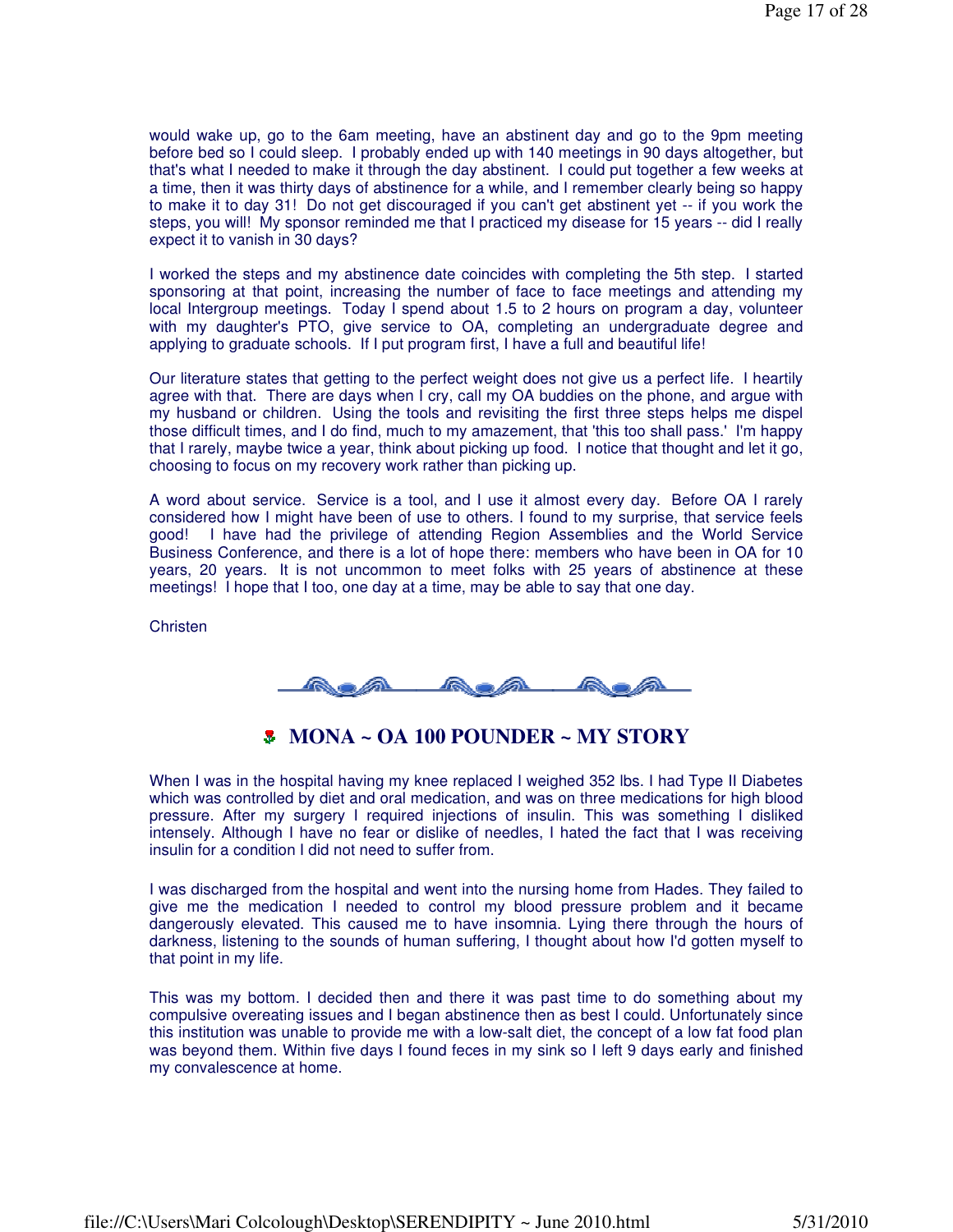would wake up, go to the 6am meeting, have an abstinent day and go to the 9pm meeting before bed so I could sleep. I probably ended up with 140 meetings in 90 days altogether, but that's what I needed to make it through the day abstinent. I could put together a few weeks at a time, then it was thirty days of abstinence for a while, and I remember clearly being so happy to make it to day 31! Do not get discouraged if you can't get abstinent yet -- if you work the steps, you will! My sponsor reminded me that I practiced my disease for 15 years -- did I really expect it to vanish in 30 days?

I worked the steps and my abstinence date coincides with completing the 5th step. I started sponsoring at that point, increasing the number of face to face meetings and attending my local Intergroup meetings. Today I spend about 1.5 to 2 hours on program a day, volunteer with my daughter's PTO, give service to OA, completing an undergraduate degree and applying to graduate schools. If I put program first, I have a full and beautiful life!

Our literature states that getting to the perfect weight does not give us a perfect life. I heartily agree with that. There are days when I cry, call my OA buddies on the phone, and argue with my husband or children. Using the tools and revisiting the first three steps helps me dispel those difficult times, and I do find, much to my amazement, that 'this too shall pass.' I'm happy that I rarely, maybe twice a year, think about picking up food. I notice that thought and let it go, choosing to focus on my recovery work rather than picking up.

A word about service. Service is a tool, and I use it almost every day. Before OA I rarely considered how I might have been of use to others. I found to my surprise, that service feels good! I have had the privilege of attending Region Assemblies and the World Service Business Conference, and there is a lot of hope there: members who have been in OA for 10 years, 20 years. It is not uncommon to meet folks with 25 years of abstinence at these meetings! I hope that I too, one day at a time, may be able to say that one day.

Christen

## MONA ~ OA 100 POUNDER ~ MY STORY

When I was in the hospital having my knee replaced I weighed 352 lbs. I had Type II Diabetes which was controlled by diet and oral medication, and was on three medications for high blood pressure. After my surgery I required injections of insulin. This was something I disliked intensely. Although I have no fear or dislike of needles, I hated the fact that I was receiving insulin for a condition I did not need to suffer from.

I was discharged from the hospital and went into the nursing home from Hades. They failed to give me the medication I needed to control my blood pressure problem and it became dangerously elevated. This caused me to have insomnia. Lying there through the hours of darkness, listening to the sounds of human suffering, I thought about how I'd gotten myself to that point in my life.

This was my bottom. I decided then and there it was past time to do something about my compulsive overeating issues and I began abstinence then as best I could. Unfortunately since this institution was unable to provide me with a low-salt diet, the concept of a low fat food plan was beyond them. Within five days I found feces in my sink so I left 9 days early and finished my convalescence at home.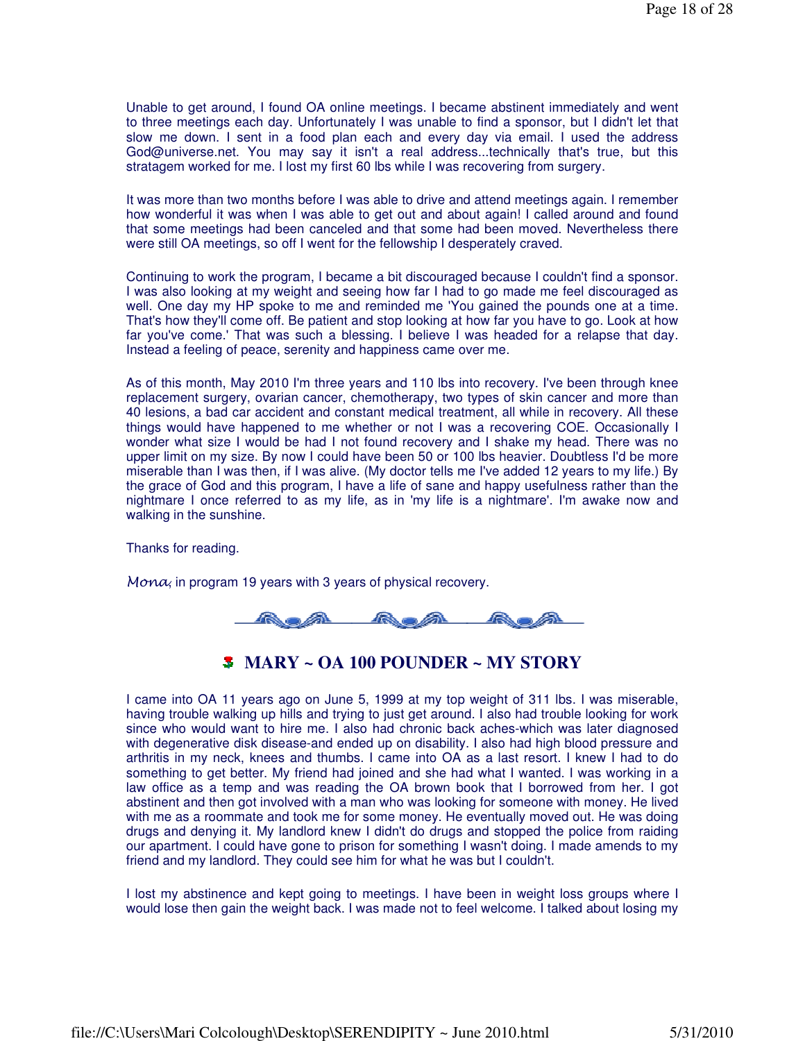Unable to get around, I found OA online meetings. I became abstinent immediately and went to three meetings each day. Unfortunately I was unable to find a sponsor, but I didn't let that slow me down. I sent in a food plan each and every day via email. I used the address God@universe.net. You may say it isn't a real address...technically that's true, but this stratagem worked for me. I lost my first 60 lbs while I was recovering from surgery.

It was more than two months before I was able to drive and attend meetings again. I remember how wonderful it was when I was able to get out and about again! I called around and found that some meetings had been canceled and that some had been moved. Nevertheless there were still OA meetings, so off I went for the fellowship I desperately craved.

Continuing to work the program, I became a bit discouraged because I couldn't find a sponsor. I was also looking at my weight and seeing how far I had to go made me feel discouraged as well. One day my HP spoke to me and reminded me 'You gained the pounds one at a time. That's how they'll come off. Be patient and stop looking at how far you have to go. Look at how far you've come.' That was such a blessing. I believe I was headed for a relapse that day. Instead a feeling of peace, serenity and happiness came over me.

As of this month, May 2010 I'm three years and 110 lbs into recovery. I've been through knee replacement surgery, ovarian cancer, chemotherapy, two types of skin cancer and more than 40 lesions, a bad car accident and constant medical treatment, all while in recovery. All these things would have happened to me whether or not I was a recovering COE. Occasionally I wonder what size I would be had I not found recovery and I shake my head. There was no upper limit on my size. By now I could have been 50 or 100 lbs heavier. Doubtless I'd be more miserable than I was then, if I was alive. (My doctor tells me I've added 12 years to my life.) By the grace of God and this program, I have a life of sane and happy usefulness rather than the nightmare I once referred to as my life, as in 'my life is a nightmare'. I'm awake now and walking in the sunshine.

Thanks for reading.

*Mona*, in program 19 years with 3 years of physical recovery.

## MARY ~ OA 100 POUNDER ~ MY STORY

I came into OA 11 years ago on June 5, 1999 at my top weight of 311 lbs. I was miserable, having trouble walking up hills and trying to just get around. I also had trouble looking for work since who would want to hire me. I also had chronic back aches-which was later diagnosed with degenerative disk disease-and ended up on disability. I also had high blood pressure and arthritis in my neck, knees and thumbs. I came into OA as a last resort. I knew I had to do something to get better. My friend had joined and she had what I wanted. I was working in a law office as a temp and was reading the OA brown book that I borrowed from her. I got abstinent and then got involved with a man who was looking for someone with money. He lived with me as a roommate and took me for some money. He eventually moved out. He was doing drugs and denying it. My landlord knew I didn't do drugs and stopped the police from raiding our apartment. I could have gone to prison for something I wasn't doing. I made amends to my friend and my landlord. They could see him for what he was but I couldn't.

I lost my abstinence and kept going to meetings. I have been in weight loss groups where I would lose then gain the weight back. I was made not to feel welcome. I talked about losing my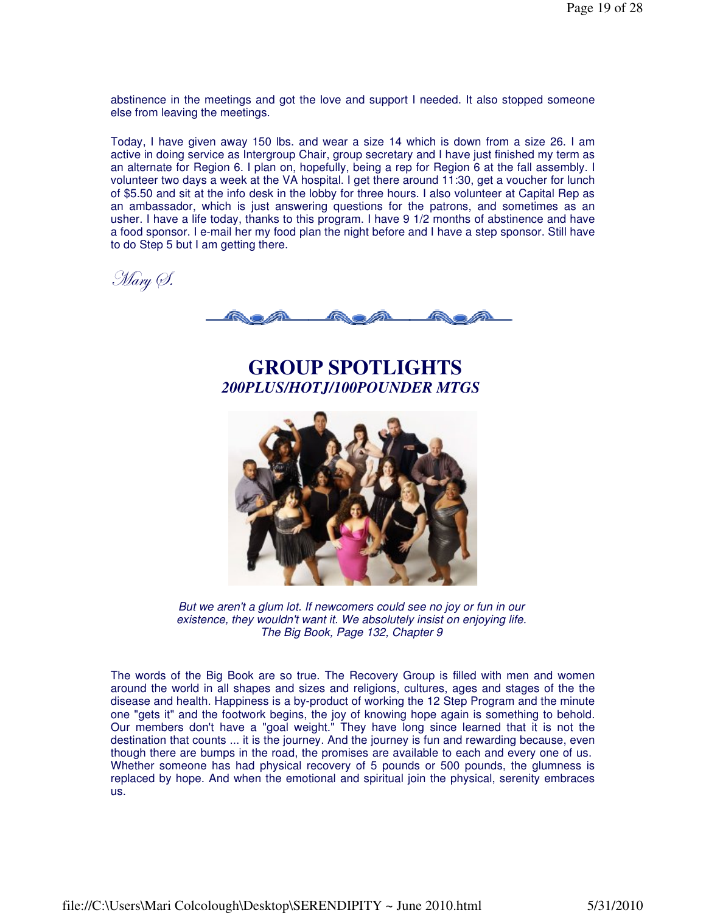abstinence in the meetings and got the love and support I needed. It also stopped someone else from leaving the meetings.

Today, I have given away 150 lbs. and wear a size 14 which is down from a size 26. I am active in doing service as Intergroup Chair, group secretary and I have just finished my term as an alternate for Region 6. I plan on, hopefully, being a rep for Region 6 at the fall assembly. I volunteer two days a week at the VA hospital. I get there around 11:30, get a voucher for lunch of $5.50 and sit at the info desk in the lobby for three hours. I also volunteer at Capital Rep as an ambassador, which is just answering questions for the patrons, and sometimes as an usher. I have a life today, thanks to this program. I have 9 1/2 months of abstinence and have a food sponsor. I e-mail her my food plan the night before and I have a step sponsor. Still have to do Step 5 but I am getting there.

*Mary S.*

# GROUP SPOTLIGHTS

## *200PLUS/HOTJ/100POUNDER MTGS*

*But we aren't a glum lot. If newcomers could see no joy or fun in our existence, they wouldn't want it. We absolutely insist on enjoying life.*
*The Big Book, Page 132, Chapter 9*

The words of the Big Book are so true. The Recovery Group is filled with men and women around the world in all shapes and sizes and religions, cultures, ages and stages of the the disease and health. Happiness is a by-product of working the 12 Step Program and the minute one "gets it" and the footwork begins, the joy of knowing hope again is something to behold. Our members don't have a "goal weight." They have long since learned that it is not the destination that counts ... it is the journey. And the journey is fun and rewarding because, even though there are bumps in the road, the promises are available to each and every one of us. Whether someone has had physical recovery of 5 pounds or 500 pounds, the glumness is replaced by hope. And when the emotional and spiritual join the physical, serenity embraces us.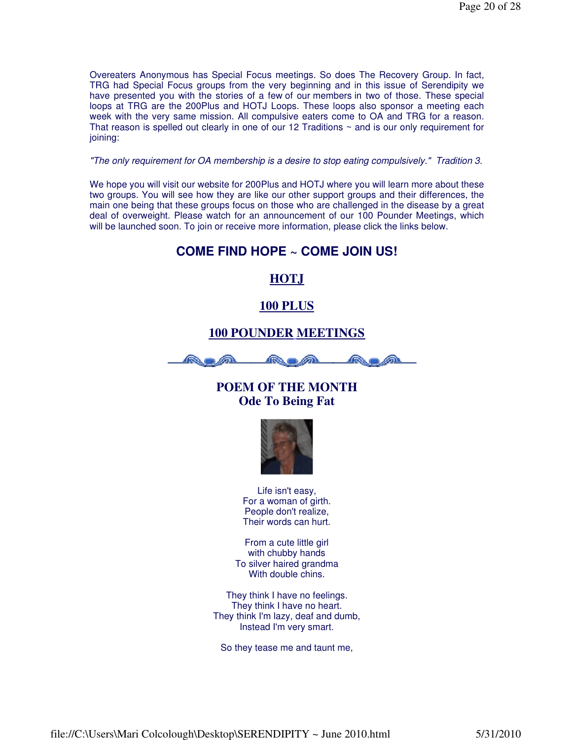Overeaters Anonymous has Special Focus meetings. So does The Recovery Group. In fact, TRG had Special Focus groups from the very beginning and in this issue of Serendipity we have presented you with the stories of a few of our members in two of those. These special loops at TRG are the 200Plus and HOTJ Loops. These loops also sponsor a meeting each week with the very same mission. All compulsive eaters come to OA and TRG for a reason. That reason is spelled out clearly in one of our 12 Traditions ~ and is our only requirement for joining:

*"The only requirement for OA membership is a desire to stop eating compulsively." Tradition 3.*

We hope you will visit our website for 200Plus and HOTJ where you will learn more about these two groups. You will see how they are like our other support groups and their differences, the main one being that these groups focus on those who are challenged in the disease by a great deal of overweight. Please watch for an announcement of our 100 Pounder Meetings, which will be launched soon. To join or receive more information, please click the links below.

## COME FIND HOPE ~ COME JOIN US!

**HOTJ**

**100 PLUS**

**100 POUNDER MEETINGS**

## POEM OF THE MONTH
## Ode To Being Fat

Life isn't easy,
For a woman of girth.
People don't realize,
Their words can hurt.

From a cute little girl
with chubby hands
To silver haired grandma
With double chins.

They think I have no feelings.
They think I have no heart.
They think I'm lazy, deaf and dumb,
Instead I'm very smart.

So they tease me and taunt me,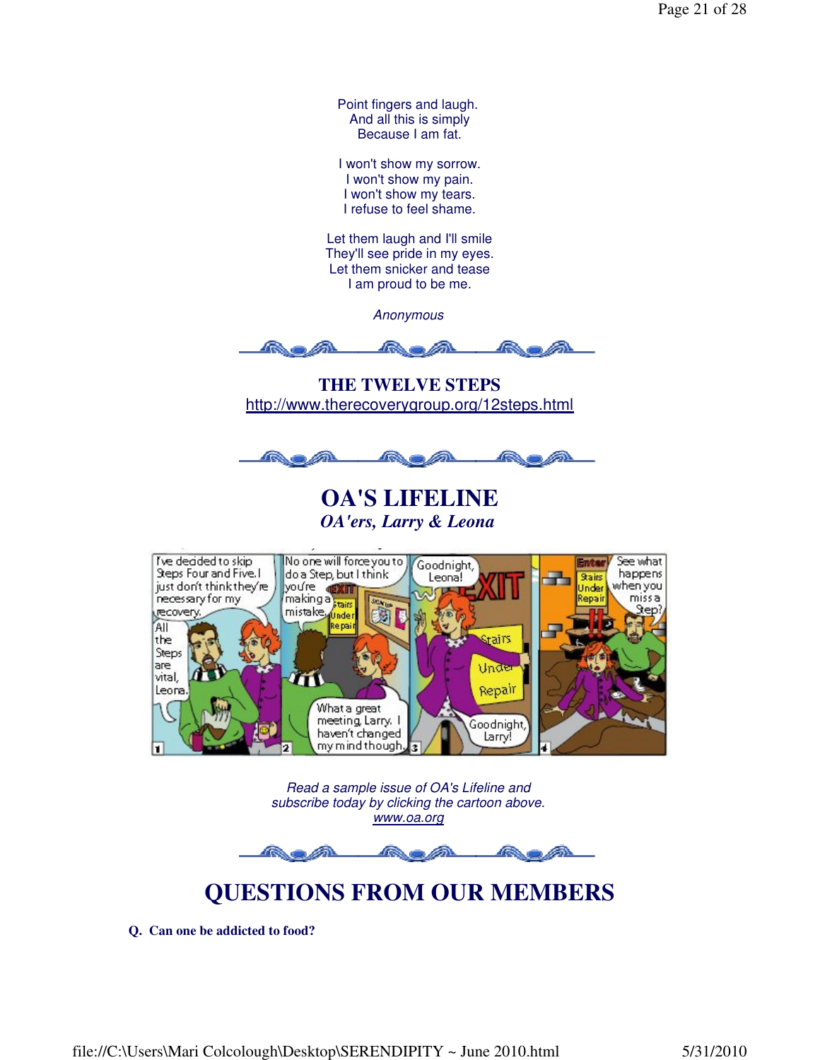Point fingers and laugh.
And all this is simply
Because I am fat.

I won't show my sorrow.
I won't show my pain.
I won't show my tears.
I refuse to feel shame.

Let them laugh and I'll smile
They'll see pride in my eyes.
Let them snicker and tease
I am proud to be me.

*Anonymous*

## THE TWELVE STEPS

http://www.therecoverygroup.org/12steps.html

# OA'S LIFELINE

***OA'ers, Larry & Leona***

*Read a sample issue of OA's Lifeline and subscribe today by clicking the cartoon above.*
*www.oa.org*

# QUESTIONS FROM OUR MEMBERS

**Q. Can one be addicted to food?**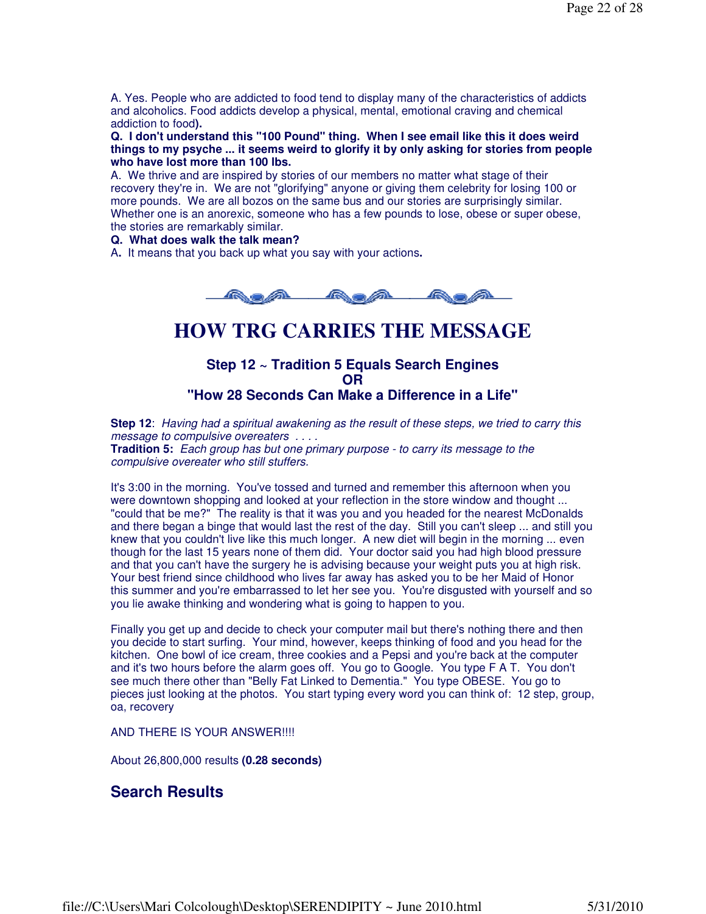A. Yes. People who are addicted to food tend to display many of the characteristics of addicts and alcoholics. Food addicts develop a physical, mental, emotional craving and chemical addiction to food**).**

**Q. I don't understand this "100 Pound" thing. When I see email like this it does weird things to my psyche ... it seems weird to glorify it by only asking for stories from people who have lost more than 100 lbs.**

A. We thrive and are inspired by stories of our members no matter what stage of their recovery they're in. We are not "glorifying" anyone or giving them celebrity for losing 100 or more pounds. We are all bozos on the same bus and our stories are surprisingly similar. Whether one is an anorexic, someone who has a few pounds to lose, obese or super obese, the stories are remarkably similar.

**Q. What does walk the talk mean?**

A**.** It means that you back up what you say with your actions**.**

# HOW TRG CARRIES THE MESSAGE

### Step 12 ~ Tradition 5 Equals Search Engines
### OR
### "How 28 Seconds Can Make a Difference in a Life"

**Step 12**: *Having had a spiritual awakening as the result of these steps, we tried to carry this message to compulsive overeaters . . . .*
**Tradition 5:** *Each group has but one primary purpose - to carry its message to the compulsive overeater who still stuffers.*

It's 3:00 in the morning. You've tossed and turned and remember this afternoon when you were downtown shopping and looked at your reflection in the store window and thought ... "could that be me?" The reality is that it was you and you headed for the nearest McDonalds and there began a binge that would last the rest of the day. Still you can't sleep ... and still you knew that you couldn't live like this much longer. A new diet will begin in the morning ... even though for the last 15 years none of them did. Your doctor said you had high blood pressure and that you can't have the surgery he is advising because your weight puts you at high risk. Your best friend since childhood who lives far away has asked you to be her Maid of Honor this summer and you're embarrassed to let her see you. You're disgusted with yourself and so you lie awake thinking and wondering what is going to happen to you.

Finally you get up and decide to check your computer mail but there's nothing there and then you decide to start surfing. Your mind, however, keeps thinking of food and you head for the kitchen. One bowl of ice cream, three cookies and a Pepsi and you're back at the computer and it's two hours before the alarm goes off. You go to Google. You type F A T. You don't see much there other than "Belly Fat Linked to Dementia." You type OBESE. You go to pieces just looking at the photos. You start typing every word you can think of: 12 step, group, oa, recovery

AND THERE IS YOUR ANSWER!!!!

About 26,800,000 results **(0.28 seconds)**

## Search Results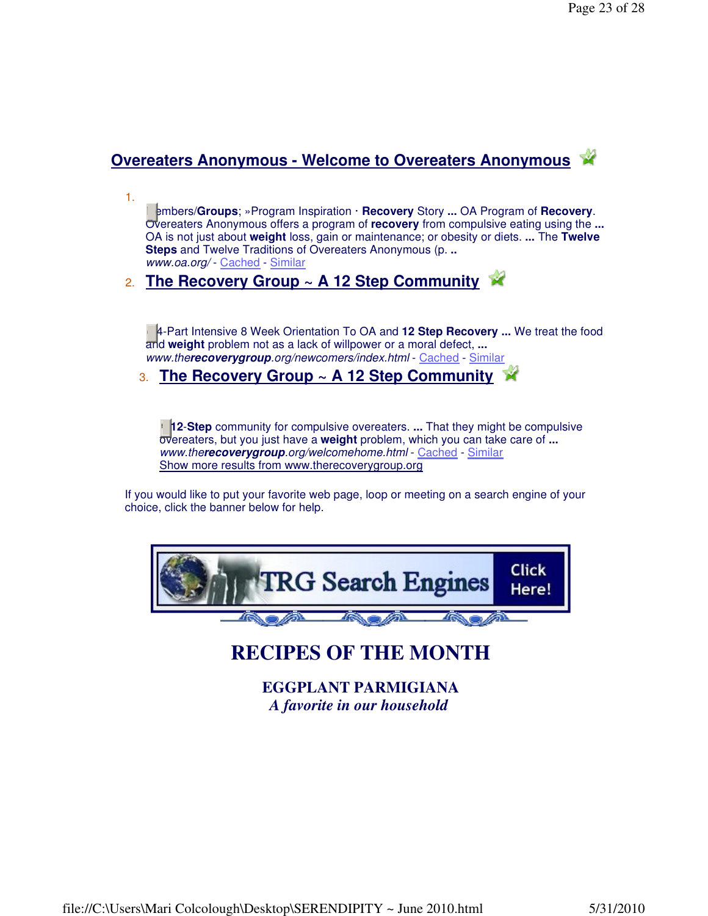## Overeaters Anonymous - Welcome to Overeaters Anonymous

1. embers/**Groups**; »Program Inspiration · **Recovery** Story **...** OA Program of **Recovery**. Overeaters Anonymous offers a program of **recovery** from compulsive eating using the **...** OA is not just about **weight** loss, gain or maintenance; or obesity or diets. **...** The **Twelve Steps** and Twelve Traditions of Overeaters Anonymous (p. **..**
   *www.oa.org/* - Cached - Similar

2. **The Recovery Group ~ A 12 Step Community**

   4-Part Intensive 8 Week Orientation To OA and **12 Step Recovery ...** We treat the food and **weight** problem not as a lack of willpower or a moral defect, **...**
   *www.the**recoverygroup**.org/newcomers/index.html* - Cached - Similar

3. **The Recovery Group ~ A 12 Step Community**

   **12-Step** community for compulsive overeaters. **...** That they might be compulsive overeaters, but you just have a **weight** problem, which you can take care of **...**
   *www.the**recoverygroup**.org/welcomehome.html* - Cached - Similar
   Show more results from www.therecoverygroup.org

If you would like to put your favorite web page, loop or meeting on a search engine of your choice, click the banner below for help.

TRG Search Engines Click Here!

# RECIPES OF THE MONTH

## EGGPLANT PARMIGIANA

***A favorite in our household***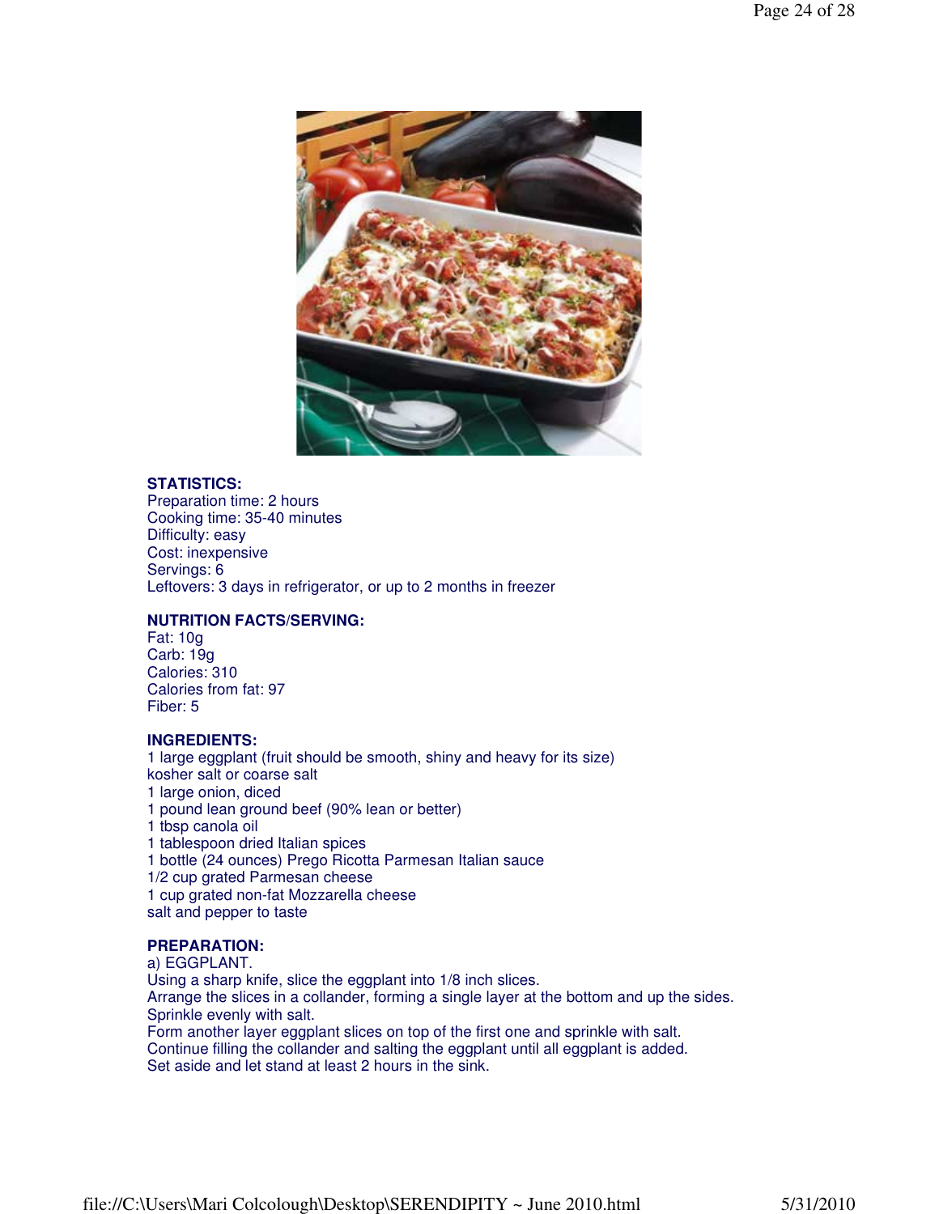**STATISTICS:**
Preparation time: 2 hours
Cooking time: 35-40 minutes
Difficulty: easy
Cost: inexpensive
Servings: 6
Leftovers: 3 days in refrigerator, or up to 2 months in freezer

**NUTRITION FACTS/SERVING:**
Fat: 10g
Carb: 19g
Calories: 310
Calories from fat: 97
Fiber: 5

**INGREDIENTS:**
1 large eggplant (fruit should be smooth, shiny and heavy for its size)
kosher salt or coarse salt
1 large onion, diced
1 pound lean ground beef (90% lean or better)
1 tbsp canola oil
1 tablespoon dried Italian spices
1 bottle (24 ounces) Prego Ricotta Parmesan Italian sauce
1/2 cup grated Parmesan cheese
1 cup grated non-fat Mozzarella cheese
salt and pepper to taste

**PREPARATION:**
a) EGGPLANT.
Using a sharp knife, slice the eggplant into 1/8 inch slices.
Arrange the slices in a collander, forming a single layer at the bottom and up the sides.
Sprinkle evenly with salt.
Form another layer eggplant slices on top of the first one and sprinkle with salt.
Continue filling the collander and salting the eggplant until all eggplant is added.
Set aside and let stand at least 2 hours in the sink.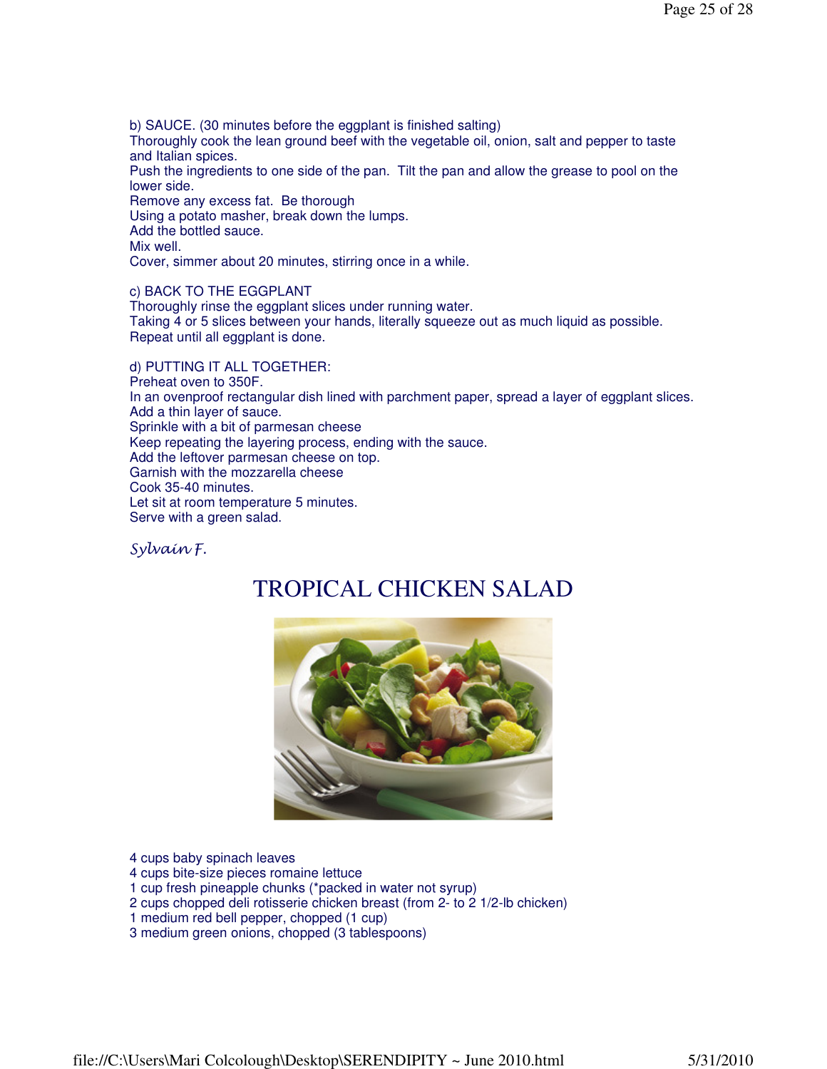b) SAUCE. (30 minutes before the eggplant is finished salting)
Thoroughly cook the lean ground beef with the vegetable oil, onion, salt and pepper to taste and Italian spices.
Push the ingredients to one side of the pan. Tilt the pan and allow the grease to pool on the lower side.
Remove any excess fat. Be thorough
Using a potato masher, break down the lumps.
Add the bottled sauce.
Mix well.
Cover, simmer about 20 minutes, stirring once in a while.

c) BACK TO THE EGGPLANT
Thoroughly rinse the eggplant slices under running water.
Taking 4 or 5 slices between your hands, literally squeeze out as much liquid as possible.
Repeat until all eggplant is done.

d) PUTTING IT ALL TOGETHER:
Preheat oven to 350F.
In an ovenproof rectangular dish lined with parchment paper, spread a layer of eggplant slices.
Add a thin layer of sauce.
Sprinkle with a bit of parmesan cheese
Keep repeating the layering process, ending with the sauce.
Add the leftover parmesan cheese on top.
Garnish with the mozzarella cheese
Cook 35-40 minutes.
Let sit at room temperature 5 minutes.
Serve with a green salad.

*Sylvain F.*

# TROPICAL CHICKEN SALAD

4 cups baby spinach leaves
4 cups bite-size pieces romaine lettuce
1 cup fresh pineapple chunks (*packed in water not syrup)
2 cups chopped deli rotisserie chicken breast (from 2- to 2 1/2-lb chicken)
1 medium red bell pepper, chopped (1 cup)
3 medium green onions, chopped (3 tablespoons)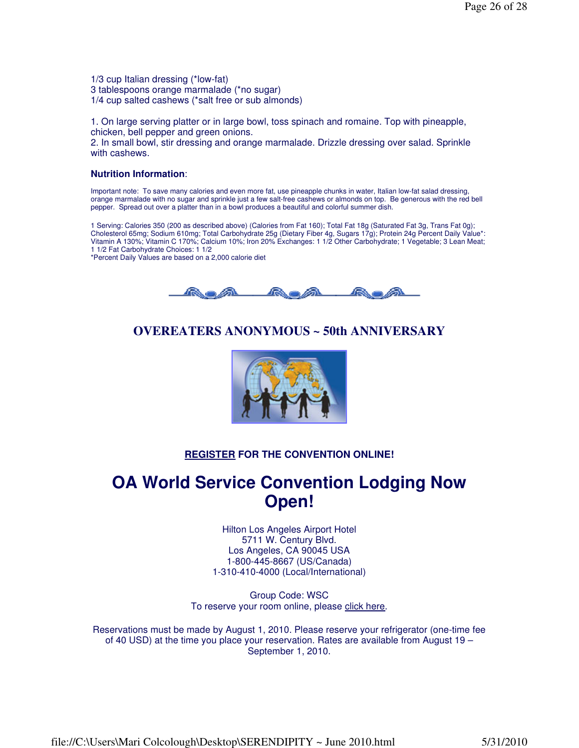1/3 cup Italian dressing (*low-fat)
3 tablespoons orange marmalade (*no sugar)
1/4 cup salted cashews (*salt free or sub almonds)

1. On large serving platter or in large bowl, toss spinach and romaine. Top with pineapple, chicken, bell pepper and green onions.
2. In small bowl, stir dressing and orange marmalade. Drizzle dressing over salad. Sprinkle with cashews.

**Nutrition Information**:

Important note: To save many calories and even more fat, use pineapple chunks in water, Italian low-fat salad dressing, orange marmalade with no sugar and sprinkle just a few salt-free cashews or almonds on top. Be generous with the red bell pepper. Spread out over a platter than in a bowl produces a beautiful and colorful summer dish.

1 Serving: Calories 350 (200 as described above) (Calories from Fat 160); Total Fat 18g (Saturated Fat 3g, Trans Fat 0g); Cholesterol 65mg; Sodium 610mg; Total Carbohydrate 25g (Dietary Fiber 4g, Sugars 17g); Protein 24g Percent Daily Value*: Vitamin A 130%; Vitamin C 170%; Calcium 10%; Iron 20% Exchanges: 1 1/2 Other Carbohydrate; 1 Vegetable; 3 Lean Meat; 1 1/2 Fat Carbohydrate Choices: 1 1/2
*Percent Daily Values are based on a 2,000 calorie diet

## OVEREATERS ANONYMOUS ~ 50th ANNIVERSARY

**REGISTER FOR THE CONVENTION ONLINE!**

# OA World Service Convention Lodging Now Open!

Hilton Los Angeles Airport Hotel
5711 W. Century Blvd.
Los Angeles, CA 90045 USA
1-800-445-8667 (US/Canada)
1-310-410-4000 (Local/International)

Group Code: WSC
To reserve your room online, please click here.

Reservations must be made by August 1, 2010. Please reserve your refrigerator (one-time fee of 40 USD) at the time you place your reservation. Rates are available from August 19 – September 1, 2010.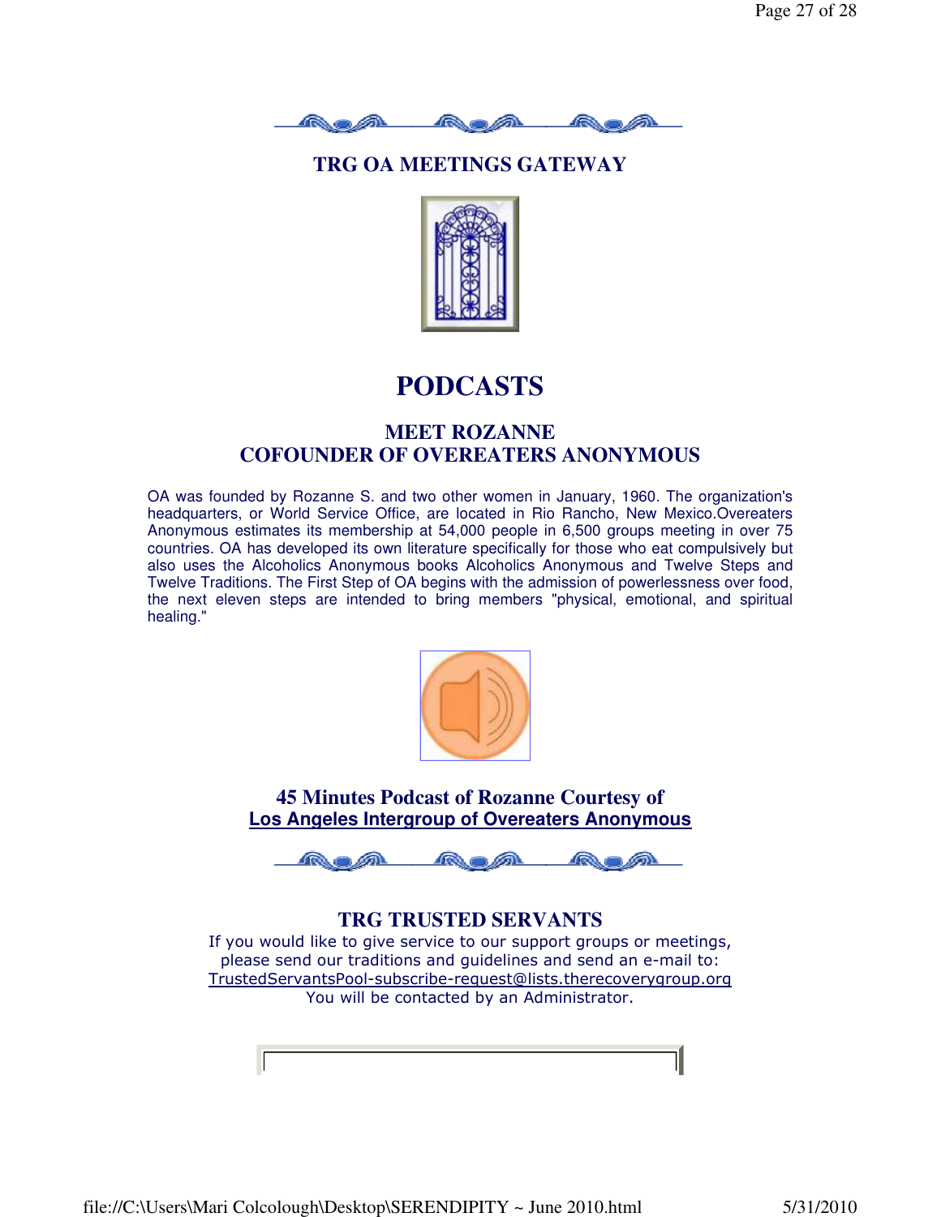## TRG OA MEETINGS GATEWAY

# PODCASTS

### MEET ROZANNE
### COFOUNDER OF OVEREATERS ANONYMOUS

OA was founded by Rozanne S. and two other women in January, 1960. The organization's headquarters, or World Service Office, are located in Rio Rancho, New Mexico.Overeaters Anonymous estimates its membership at 54,000 people in 6,500 groups meeting in over 75 countries. OA has developed its own literature specifically for those who eat compulsively but also uses the Alcoholics Anonymous books Alcoholics Anonymous and Twelve Steps and Twelve Traditions. The First Step of OA begins with the admission of powerlessness over food, the next eleven steps are intended to bring members "physical, emotional, and spiritual healing."

**45 Minutes Podcast of Rozanne Courtesy of**
**Los Angeles Intergroup of Overeaters Anonymous**

### TRG TRUSTED SERVANTS

If you would like to give service to our support groups or meetings, please send our traditions and guidelines and send an e-mail to:
TrustedServantsPool-subscribe-request@lists.therecoverygroup.org
You will be contacted by an Administrator.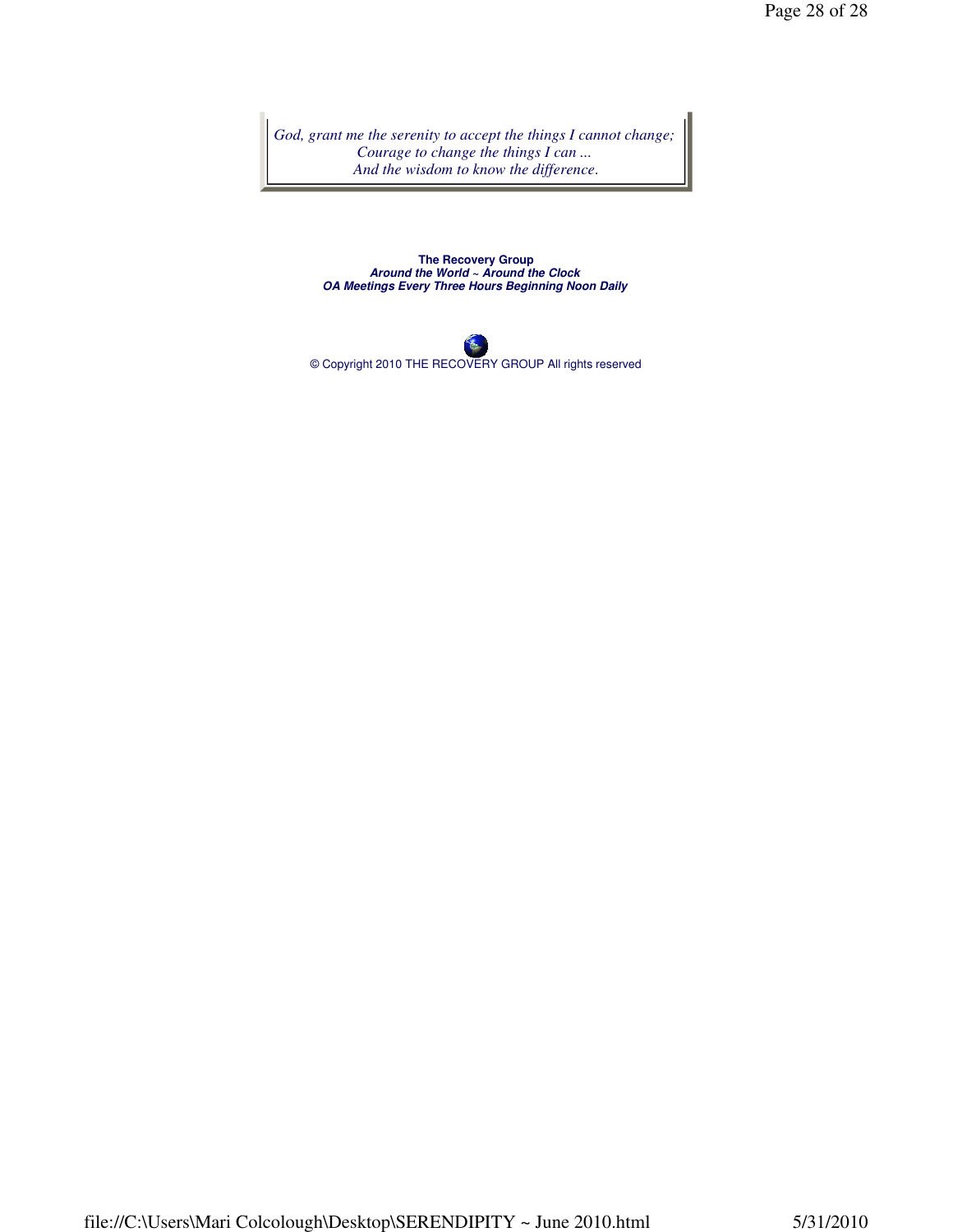*God, grant me the serenity to accept the things I cannot change;*
*Courage to change the things I can ...*
*And the wisdom to know the difference.*

**The Recovery Group**
***Around the World ~ Around the Clock***
***OA Meetings Every Three Hours Beginning Noon Daily***

© Copyright 2010 THE RECOVERY GROUP All rights reserved